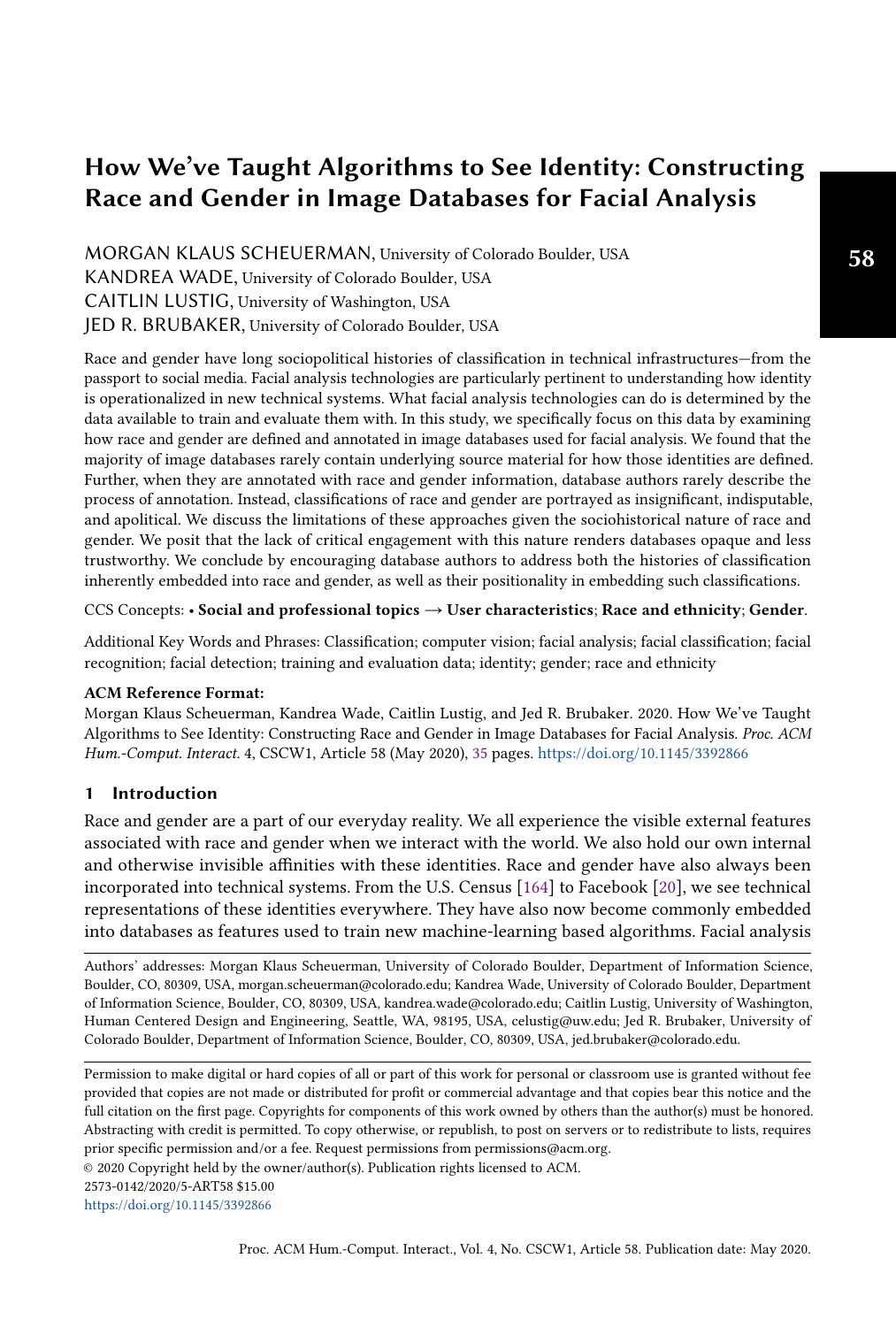# How We've Taught Algorithms to See Identity: Constructing Race and Gender in Image Databases for Facial Analysis

MORGAN KLAUS SCHEUERMAN, University of Colorado Boulder, USA
KANDREA WADE, University of Colorado Boulder, USA
CAITLIN LUSTIG, University of Washington, USA
JED R. BRUBAKER, University of Colorado Boulder, USA

Race and gender have long sociopolitical histories of classification in technical infrastructures—from the passport to social media. Facial analysis technologies are particularly pertinent to understanding how identity is operationalized in new technical systems. What facial analysis technologies can do is determined by the data available to train and evaluate them with. In this study, we specifically focus on this data by examining how race and gender are defined and annotated in image databases used for facial analysis. We found that the majority of image databases rarely contain underlying source material for how those identities are defined. Further, when they are annotated with race and gender information, database authors rarely describe the process of annotation. Instead, classifications of race and gender are portrayed as insignificant, indisputable, and apolitical. We discuss the limitations of these approaches given the sociohistorical nature of race and gender. We posit that the lack of critical engagement with this nature renders databases opaque and less trustworthy. We conclude by encouraging database authors to address both the histories of classification inherently embedded into race and gender, as well as their positionality in embedding such classifications.

CCS Concepts: • **Social and professional topics → User characteristics**; **Race and ethnicity**; **Gender**.

Additional Key Words and Phrases: Classification; computer vision; facial analysis; facial classification; facial recognition; facial detection; training and evaluation data; identity; gender; race and ethnicity

**ACM Reference Format:**
Morgan Klaus Scheuerman, Kandrea Wade, Caitlin Lustig, and Jed R. Brubaker. 2020. How We've Taught Algorithms to See Identity: Constructing Race and Gender in Image Databases for Facial Analysis. *Proc. ACM Hum.-Comput. Interact.* 4, CSCW1, Article 58 (May 2020), 35 pages. https://doi.org/10.1145/3392866

## 1 Introduction

Race and gender are a part of our everyday reality. We all experience the visible external features associated with race and gender when we interact with the world. We also hold our own internal and otherwise invisible affinities with these identities. Race and gender have also always been incorporated into technical systems. From the U.S. Census [164] to Facebook [20], we see technical representations of these identities everywhere. They have also now become commonly embedded into databases as features used to train new machine-learning based algorithms. Facial analysis

Authors' addresses: Morgan Klaus Scheuerman, University of Colorado Boulder, Department of Information Science, Boulder, CO, 80309, USA, morgan.scheuerman@colorado.edu; Kandrea Wade, University of Colorado Boulder, Department of Information Science, Boulder, CO, 80309, USA, kandrea.wade@colorado.edu; Caitlin Lustig, University of Washington, Human Centered Design and Engineering, Seattle, WA, 98195, USA, celustig@uw.edu; Jed R. Brubaker, University of Colorado Boulder, Department of Information Science, Boulder, CO, 80309, USA, jed.brubaker@colorado.edu.

Permission to make digital or hard copies of all or part of this work for personal or classroom use is granted without fee provided that copies are not made or distributed for profit or commercial advantage and that copies bear this notice and the full citation on the first page. Copyrights for components of this work owned by others than the author(s) must be honored. Abstracting with credit is permitted. To copy otherwise, or republish, to post on servers or to redistribute to lists, requires prior specific permission and/or a fee. Request permissions from permissions@acm.org.
© 2020 Copyright held by the owner/author(s). Publication rights licensed to ACM.
2573-0142/2020/5-ART58 $15.00
https://doi.org/10.1145/3392866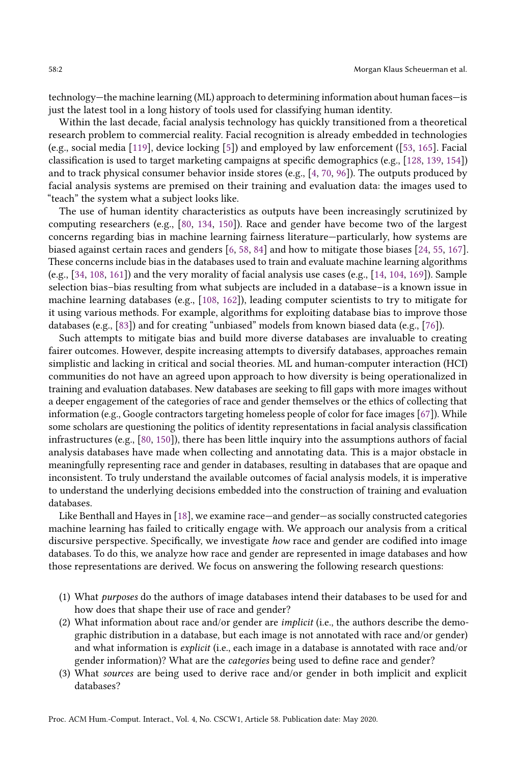technology—the machine learning (ML) approach to determining information about human faces—is just the latest tool in a long history of tools used for classifying human identity.

Within the last decade, facial analysis technology has quickly transitioned from a theoretical research problem to commercial reality. Facial recognition is already embedded in technologies (e.g., social media [119], device locking [5]) and employed by law enforcement ([53, 165]. Facial classification is used to target marketing campaigns at specific demographics (e.g., [128, 139, 154]) and to track physical consumer behavior inside stores (e.g., [4, 70, 96]). The outputs produced by facial analysis systems are premised on their training and evaluation data: the images used to "teach" the system what a subject looks like.

The use of human identity characteristics as outputs have been increasingly scrutinized by computing researchers (e.g., [80, 134, 150]). Race and gender have become two of the largest concerns regarding bias in machine learning fairness literature—particularly, how systems are biased against certain races and genders [6, 58, 84] and how to mitigate those biases [24, 55, 167]. These concerns include bias in the databases used to train and evaluate machine learning algorithms (e.g., [34, 108, 161]) and the very morality of facial analysis use cases (e.g., [14, 104, 169]). Sample selection bias–bias resulting from what subjects are included in a database–is a known issue in machine learning databases (e.g., [108, 162]), leading computer scientists to try to mitigate for it using various methods. For example, algorithms for exploiting database bias to improve those databases (e.g., [83]) and for creating "unbiased" models from known biased data (e.g., [76]).

Such attempts to mitigate bias and build more diverse databases are invaluable to creating fairer outcomes. However, despite increasing attempts to diversify databases, approaches remain simplistic and lacking in critical and social theories. ML and human-computer interaction (HCI) communities do not have an agreed upon approach to how diversity is being operationalized in training and evaluation databases. New databases are seeking to fill gaps with more images without a deeper engagement of the categories of race and gender themselves or the ethics of collecting that information (e.g., Google contractors targeting homeless people of color for face images [67]). While some scholars are questioning the politics of identity representations in facial analysis classification infrastructures (e.g., [80, 150]), there has been little inquiry into the assumptions authors of facial analysis databases have made when collecting and annotating data. This is a major obstacle in meaningfully representing race and gender in databases, resulting in databases that are opaque and inconsistent. To truly understand the available outcomes of facial analysis models, it is imperative to understand the underlying decisions embedded into the construction of training and evaluation databases.

Like Benthall and Hayes in [18], we examine race—and gender—as socially constructed categories machine learning has failed to critically engage with. We approach our analysis from a critical discursive perspective. Specifically, we investigate *how* race and gender are codified into image databases. To do this, we analyze how race and gender are represented in image databases and how those representations are derived. We focus on answering the following research questions:

(1) What *purposes* do the authors of image databases intend their databases to be used for and how does that shape their use of race and gender?
(2) What information about race and/or gender are *implicit* (i.e., the authors describe the demographic distribution in a database, but each image is not annotated with race and/or gender) and what information is *explicit* (i.e., each image in a database is annotated with race and/or gender information)? What are the *categories* being used to define race and gender?
(3) What *sources* are being used to derive race and/or gender in both implicit and explicit databases?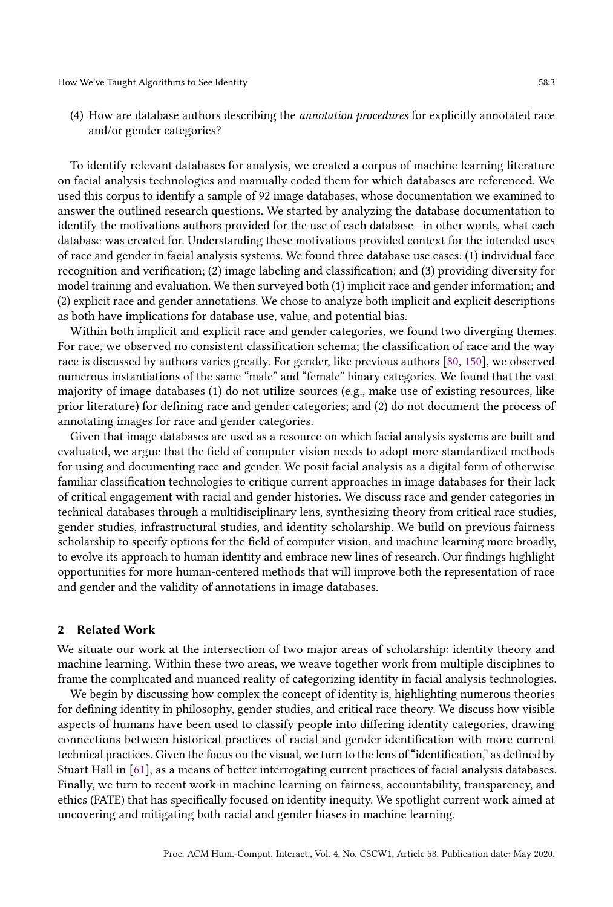(4) How are database authors describing the *annotation procedures* for explicitly annotated race and/or gender categories?

To identify relevant databases for analysis, we created a corpus of machine learning literature on facial analysis technologies and manually coded them for which databases are referenced. We used this corpus to identify a sample of 92 image databases, whose documentation we examined to answer the outlined research questions. We started by analyzing the database documentation to identify the motivations authors provided for the use of each database—in other words, what each database was created for. Understanding these motivations provided context for the intended uses of race and gender in facial analysis systems. We found three database use cases: (1) individual face recognition and verification; (2) image labeling and classification; and (3) providing diversity for model training and evaluation. We then surveyed both (1) implicit race and gender information; and (2) explicit race and gender annotations. We chose to analyze both implicit and explicit descriptions as both have implications for database use, value, and potential bias.

Within both implicit and explicit race and gender categories, we found two diverging themes. For race, we observed no consistent classification schema; the classification of race and the way race is discussed by authors varies greatly. For gender, like previous authors [80, 150], we observed numerous instantiations of the same "male" and "female" binary categories. We found that the vast majority of image databases (1) do not utilize sources (e.g., make use of existing resources, like prior literature) for defining race and gender categories; and (2) do not document the process of annotating images for race and gender categories.

Given that image databases are used as a resource on which facial analysis systems are built and evaluated, we argue that the field of computer vision needs to adopt more standardized methods for using and documenting race and gender. We posit facial analysis as a digital form of otherwise familiar classification technologies to critique current approaches in image databases for their lack of critical engagement with racial and gender histories. We discuss race and gender categories in technical databases through a multidisciplinary lens, synthesizing theory from critical race studies, gender studies, infrastructural studies, and identity scholarship. We build on previous fairness scholarship to specify options for the field of computer vision, and machine learning more broadly, to evolve its approach to human identity and embrace new lines of research. Our findings highlight opportunities for more human-centered methods that will improve both the representation of race and gender and the validity of annotations in image databases.

## 2 Related Work

We situate our work at the intersection of two major areas of scholarship: identity theory and machine learning. Within these two areas, we weave together work from multiple disciplines to frame the complicated and nuanced reality of categorizing identity in facial analysis technologies.

We begin by discussing how complex the concept of identity is, highlighting numerous theories for defining identity in philosophy, gender studies, and critical race theory. We discuss how visible aspects of humans have been used to classify people into differing identity categories, drawing connections between historical practices of racial and gender identification with more current technical practices. Given the focus on the visual, we turn to the lens of "identification," as defined by Stuart Hall in [61], as a means of better interrogating current practices of facial analysis databases. Finally, we turn to recent work in machine learning on fairness, accountability, transparency, and ethics (FATE) that has specifically focused on identity inequity. We spotlight current work aimed at uncovering and mitigating both racial and gender biases in machine learning.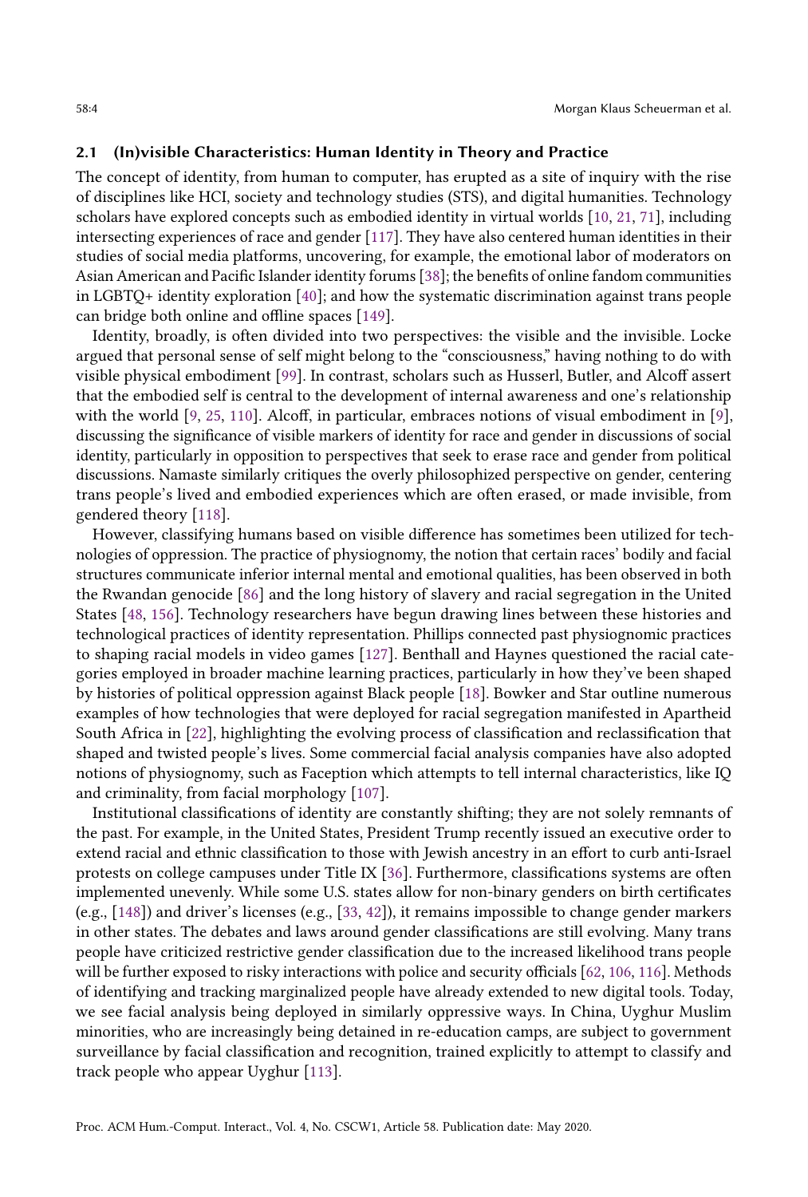### 2.1 (In)visible Characteristics: Human Identity in Theory and Practice

The concept of identity, from human to computer, has erupted as a site of inquiry with the rise of disciplines like HCI, society and technology studies (STS), and digital humanities. Technology scholars have explored concepts such as embodied identity in virtual worlds [10, 21, 71], including intersecting experiences of race and gender [117]. They have also centered human identities in their studies of social media platforms, uncovering, for example, the emotional labor of moderators on Asian American and Pacific Islander identity forums [38]; the benefits of online fandom communities in LGBTQ+ identity exploration [40]; and how the systematic discrimination against trans people can bridge both online and offline spaces [149].

Identity, broadly, is often divided into two perspectives: the visible and the invisible. Locke argued that personal sense of self might belong to the "consciousness," having nothing to do with visible physical embodiment [99]. In contrast, scholars such as Husserl, Butler, and Alcoff assert that the embodied self is central to the development of internal awareness and one's relationship with the world [9, 25, 110]. Alcoff, in particular, embraces notions of visual embodiment in [9], discussing the significance of visible markers of identity for race and gender in discussions of social identity, particularly in opposition to perspectives that seek to erase race and gender from political discussions. Namaste similarly critiques the overly philosophized perspective on gender, centering trans people's lived and embodied experiences which are often erased, or made invisible, from gendered theory [118].

However, classifying humans based on visible difference has sometimes been utilized for technologies of oppression. The practice of physiognomy, the notion that certain races' bodily and facial structures communicate inferior internal mental and emotional qualities, has been observed in both the Rwandan genocide [86] and the long history of slavery and racial segregation in the United States [48, 156]. Technology researchers have begun drawing lines between these histories and technological practices of identity representation. Phillips connected past physiognomic practices to shaping racial models in video games [127]. Benthall and Haynes questioned the racial categories employed in broader machine learning practices, particularly in how they've been shaped by histories of political oppression against Black people [18]. Bowker and Star outline numerous examples of how technologies that were deployed for racial segregation manifested in Apartheid South Africa in [22], highlighting the evolving process of classification and reclassification that shaped and twisted people's lives. Some commercial facial analysis companies have also adopted notions of physiognomy, such as Faception which attempts to tell internal characteristics, like IQ and criminality, from facial morphology [107].

Institutional classifications of identity are constantly shifting; they are not solely remnants of the past. For example, in the United States, President Trump recently issued an executive order to extend racial and ethnic classification to those with Jewish ancestry in an effort to curb anti-Israel protests on college campuses under Title IX [36]. Furthermore, classifications systems are often implemented unevenly. While some U.S. states allow for non-binary genders on birth certificates (e.g., [148]) and driver's licenses (e.g., [33, 42]), it remains impossible to change gender markers in other states. The debates and laws around gender classifications are still evolving. Many trans people have criticized restrictive gender classification due to the increased likelihood trans people will be further exposed to risky interactions with police and security officials [62, 106, 116]. Methods of identifying and tracking marginalized people have already extended to new digital tools. Today, we see facial analysis being deployed in similarly oppressive ways. In China, Uyghur Muslim minorities, who are increasingly being detained in re-education camps, are subject to government surveillance by facial classification and recognition, trained explicitly to attempt to classify and track people who appear Uyghur [113].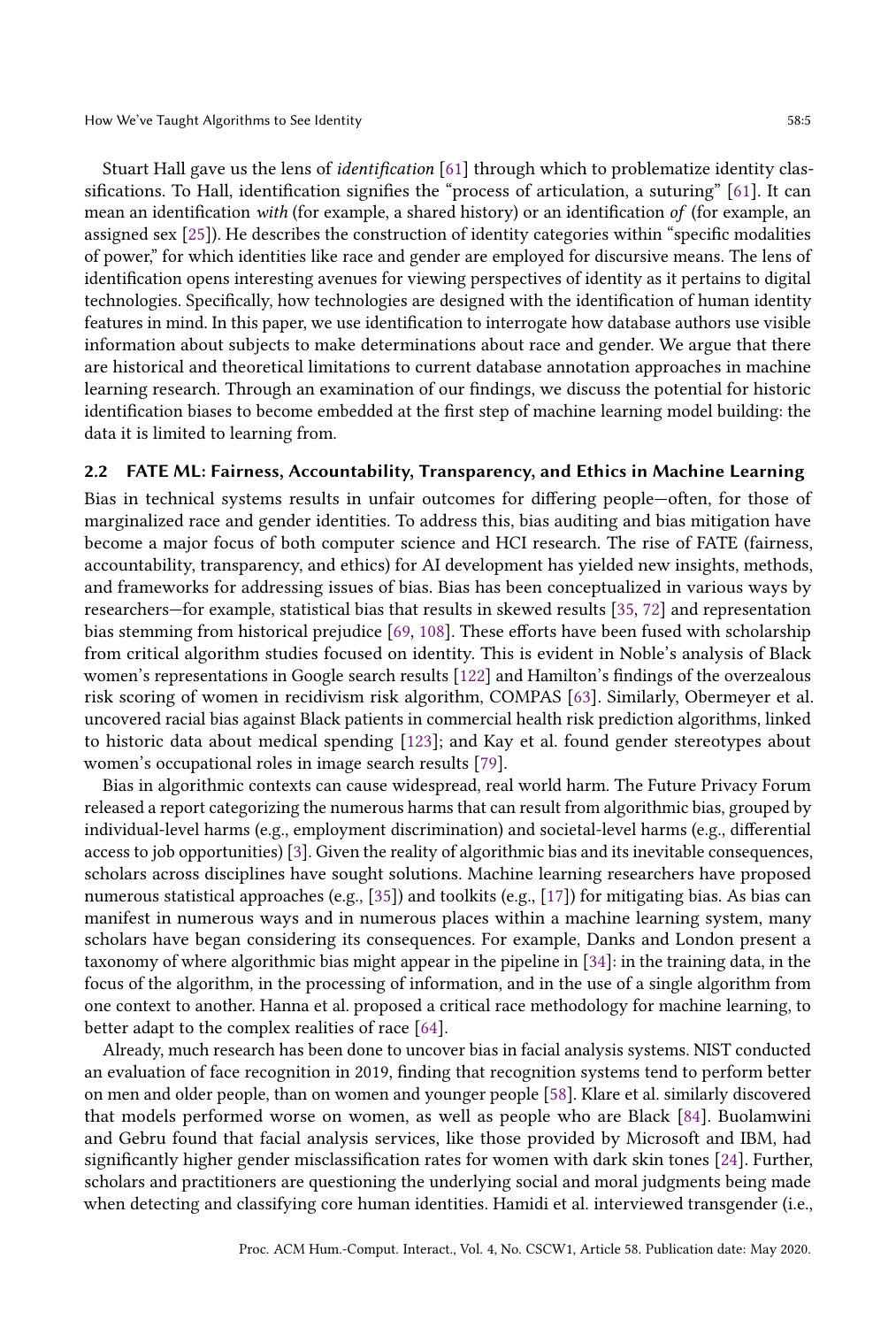Stuart Hall gave us the lens of *identification* [61] through which to problematize identity classifications. To Hall, identification signifies the "process of articulation, a suturing" [61]. It can mean an identification *with* (for example, a shared history) or an identification *of* (for example, an assigned sex [25]). He describes the construction of identity categories within "specific modalities of power," for which identities like race and gender are employed for discursive means. The lens of identification opens interesting avenues for viewing perspectives of identity as it pertains to digital technologies. Specifically, how technologies are designed with the identification of human identity features in mind. In this paper, we use identification to interrogate how database authors use visible information about subjects to make determinations about race and gender. We argue that there are historical and theoretical limitations to current database annotation approaches in machine learning research. Through an examination of our findings, we discuss the potential for historic identification biases to become embedded at the first step of machine learning model building: the data it is limited to learning from.

## 2.2 FATE ML: Fairness, Accountability, Transparency, and Ethics in Machine Learning

Bias in technical systems results in unfair outcomes for differing people—often, for those of marginalized race and gender identities. To address this, bias auditing and bias mitigation have become a major focus of both computer science and HCI research. The rise of FATE (fairness, accountability, transparency, and ethics) for AI development has yielded new insights, methods, and frameworks for addressing issues of bias. Bias has been conceptualized in various ways by researchers—for example, statistical bias that results in skewed results [35, 72] and representation bias stemming from historical prejudice [69, 108]. These efforts have been fused with scholarship from critical algorithm studies focused on identity. This is evident in Noble's analysis of Black women's representations in Google search results [122] and Hamilton's findings of the overzealous risk scoring of women in recidivism risk algorithm, COMPAS [63]. Similarly, Obermeyer et al. uncovered racial bias against Black patients in commercial health risk prediction algorithms, linked to historic data about medical spending [123]; and Kay et al. found gender stereotypes about women's occupational roles in image search results [79].

Bias in algorithmic contexts can cause widespread, real world harm. The Future Privacy Forum released a report categorizing the numerous harms that can result from algorithmic bias, grouped by individual-level harms (e.g., employment discrimination) and societal-level harms (e.g., differential access to job opportunities) [3]. Given the reality of algorithmic bias and its inevitable consequences, scholars across disciplines have sought solutions. Machine learning researchers have proposed numerous statistical approaches (e.g., [35]) and toolkits (e.g., [17]) for mitigating bias. As bias can manifest in numerous ways and in numerous places within a machine learning system, many scholars have began considering its consequences. For example, Danks and London present a taxonomy of where algorithmic bias might appear in the pipeline in [34]: in the training data, in the focus of the algorithm, in the processing of information, and in the use of a single algorithm from one context to another. Hanna et al. proposed a critical race methodology for machine learning, to better adapt to the complex realities of race [64].

Already, much research has been done to uncover bias in facial analysis systems. NIST conducted an evaluation of face recognition in 2019, finding that recognition systems tend to perform better on men and older people, than on women and younger people [58]. Klare et al. similarly discovered that models performed worse on women, as well as people who are Black [84]. Buolamwini and Gebru found that facial analysis services, like those provided by Microsoft and IBM, had significantly higher gender misclassification rates for women with dark skin tones [24]. Further, scholars and practitioners are questioning the underlying social and moral judgments being made when detecting and classifying core human identities. Hamidi et al. interviewed transgender (i.e.,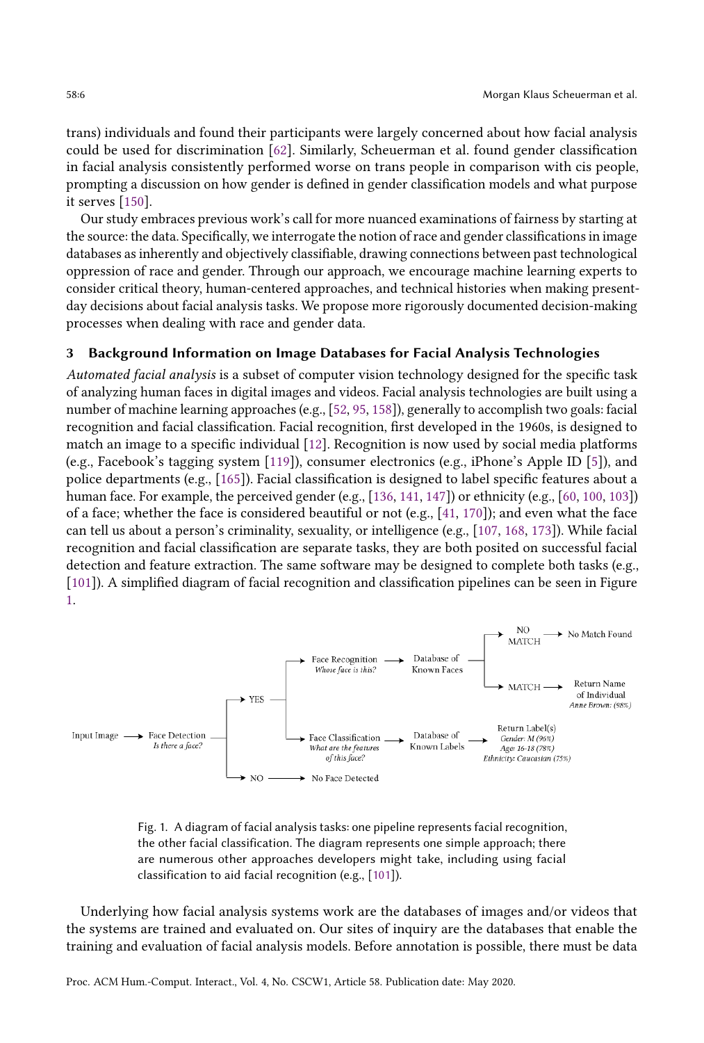trans) individuals and found their participants were largely concerned about how facial analysis could be used for discrimination [62]. Similarly, Scheuerman et al. found gender classification in facial analysis consistently performed worse on trans people in comparison with cis people, prompting a discussion on how gender is defined in gender classification models and what purpose it serves [150].

Our study embraces previous work's call for more nuanced examinations of fairness by starting at the source: the data. Specifically, we interrogate the notion of race and gender classifications in image databases as inherently and objectively classifiable, drawing connections between past technological oppression of race and gender. Through our approach, we encourage machine learning experts to consider critical theory, human-centered approaches, and technical histories when making present-day decisions about facial analysis tasks. We propose more rigorously documented decision-making processes when dealing with race and gender data.

## 3 Background Information on Image Databases for Facial Analysis Technologies

*Automated facial analysis* is a subset of computer vision technology designed for the specific task of analyzing human faces in digital images and videos. Facial analysis technologies are built using a number of machine learning approaches (e.g., [52, 95, 158]), generally to accomplish two goals: facial recognition and facial classification. Facial recognition, first developed in the 1960s, is designed to match an image to a specific individual [12]. Recognition is now used by social media platforms (e.g., Facebook's tagging system [119]), consumer electronics (e.g., iPhone's Apple ID [5]), and police departments (e.g., [165]). Facial classification is designed to label specific features about a human face. For example, the perceived gender (e.g., [136, 141, 147]) or ethnicity (e.g., [60, 100, 103]) of a face; whether the face is considered beautiful or not (e.g., [41, 170]); and even what the face can tell us about a person's criminality, sexuality, or intelligence (e.g., [107, 168, 173]). While facial recognition and facial classification are separate tasks, they are both posited on successful facial detection and feature extraction. The same software may be designed to complete both tasks (e.g., [101]). A simplified diagram of facial recognition and classification pipelines can be seen in Figure 1.

```
Input Image → Face Detection (Is there a face?)
    → YES
        → Face Recognition (Whose face is this?) → Database of Known Faces
            → NO MATCH → No Match Found
            → MATCH → Return Name of Individual (Anne Brown: (98%))
        → Face Classification (What are the features of this face?) → Database of Known Labels
            → Return Label(s): Gender: M (96%), Age: 16-18 (78%), Ethnicity: Caucasian (75%)
    → NO → No Face Detected
```

Fig. 1. A diagram of facial analysis tasks: one pipeline represents facial recognition, the other facial classification. The diagram represents one simple approach; there are numerous other approaches developers might take, including using facial classification to aid facial recognition (e.g., [101]).

Underlying how facial analysis systems work are the databases of images and/or videos that the systems are trained and evaluated on. Our sites of inquiry are the databases that enable the training and evaluation of facial analysis models. Before annotation is possible, there must be data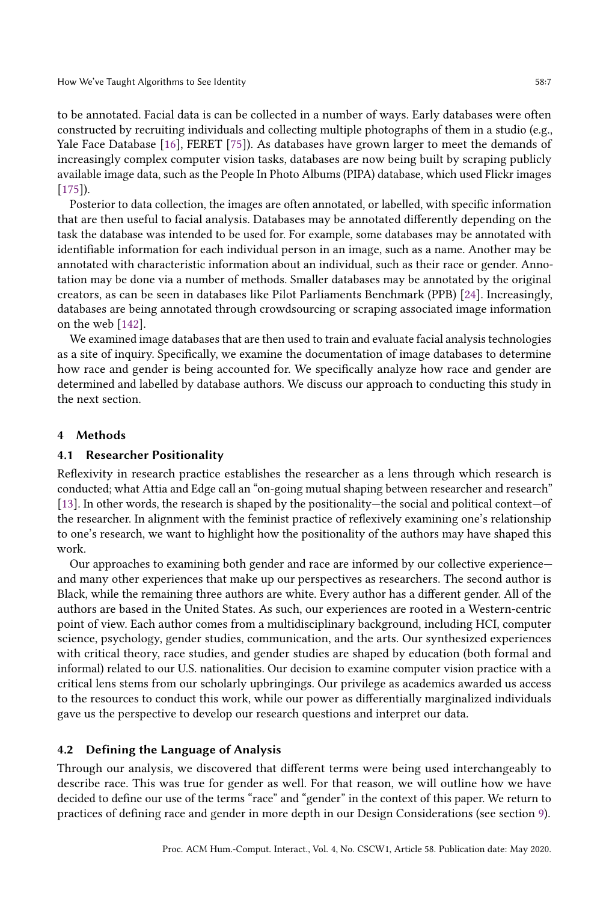to be annotated. Facial data is can be collected in a number of ways. Early databases were often constructed by recruiting individuals and collecting multiple photographs of them in a studio (e.g., Yale Face Database [16], FERET [75]). As databases have grown larger to meet the demands of increasingly complex computer vision tasks, databases are now being built by scraping publicly available image data, such as the People In Photo Albums (PIPA) database, which used Flickr images [175]).

Posterior to data collection, the images are often annotated, or labelled, with specific information that are then useful to facial analysis. Databases may be annotated differently depending on the task the database was intended to be used for. For example, some databases may be annotated with identifiable information for each individual person in an image, such as a name. Another may be annotated with characteristic information about an individual, such as their race or gender. Annotation may be done via a number of methods. Smaller databases may be annotated by the original creators, as can be seen in databases like Pilot Parliaments Benchmark (PPB) [24]. Increasingly, databases are being annotated through crowdsourcing or scraping associated image information on the web [142].

We examined image databases that are then used to train and evaluate facial analysis technologies as a site of inquiry. Specifically, we examine the documentation of image databases to determine how race and gender is being accounted for. We specifically analyze how race and gender are determined and labelled by database authors. We discuss our approach to conducting this study in the next section.

## 4 Methods

### 4.1 Researcher Positionality

Reflexivity in research practice establishes the researcher as a lens through which research is conducted; what Attia and Edge call an "on-going mutual shaping between researcher and research" [13]. In other words, the research is shaped by the positionality—the social and political context—of the researcher. In alignment with the feminist practice of reflexively examining one's relationship to one's research, we want to highlight how the positionality of the authors may have shaped this work.

Our approaches to examining both gender and race are informed by our collective experience—and many other experiences that make up our perspectives as researchers. The second author is Black, while the remaining three authors are white. Every author has a different gender. All of the authors are based in the United States. As such, our experiences are rooted in a Western-centric point of view. Each author comes from a multidisciplinary background, including HCI, computer science, psychology, gender studies, communication, and the arts. Our synthesized experiences with critical theory, race studies, and gender studies are shaped by education (both formal and informal) related to our U.S. nationalities. Our decision to examine computer vision practice with a critical lens stems from our scholarly upbringings. Our privilege as academics awarded us access to the resources to conduct this work, while our power as differentially marginalized individuals gave us the perspective to develop our research questions and interpret our data.

### 4.2 Defining the Language of Analysis

Through our analysis, we discovered that different terms were being used interchangeably to describe race. This was true for gender as well. For that reason, we will outline how we have decided to define our use of the terms "race" and "gender" in the context of this paper. We return to practices of defining race and gender in more depth in our Design Considerations (see section 9).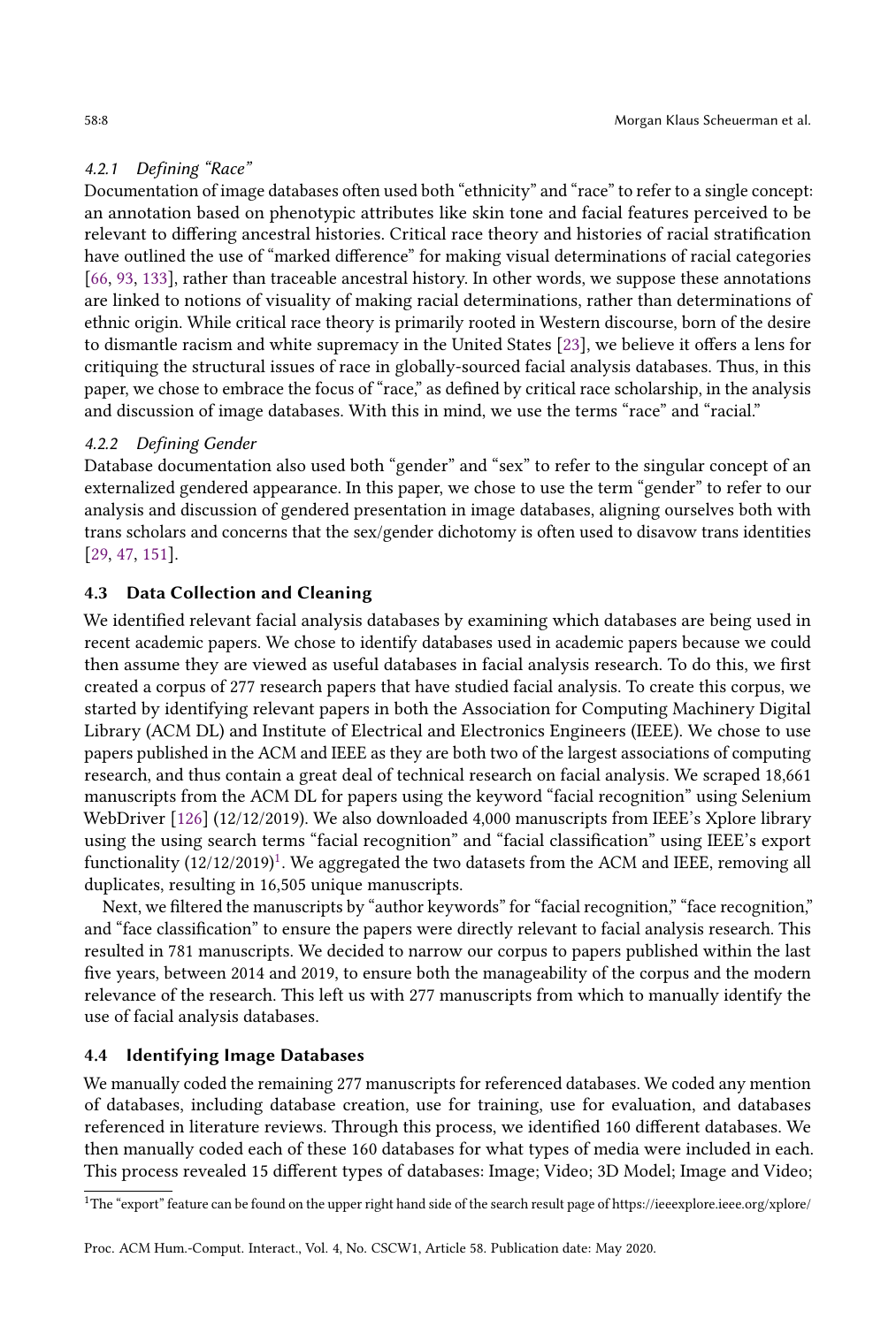#### 4.2.1 Defining "Race"

Documentation of image databases often used both "ethnicity" and "race" to refer to a single concept: an annotation based on phenotypic attributes like skin tone and facial features perceived to be relevant to differing ancestral histories. Critical race theory and histories of racial stratification have outlined the use of "marked difference" for making visual determinations of racial categories [66, 93, 133], rather than traceable ancestral history. In other words, we suppose these annotations are linked to notions of visuality of making racial determinations, rather than determinations of ethnic origin. While critical race theory is primarily rooted in Western discourse, born of the desire to dismantle racism and white supremacy in the United States [23], we believe it offers a lens for critiquing the structural issues of race in globally-sourced facial analysis databases. Thus, in this paper, we chose to embrace the focus of "race," as defined by critical race scholarship, in the analysis and discussion of image databases. With this in mind, we use the terms "race" and "racial."

#### 4.2.2 Defining Gender

Database documentation also used both "gender" and "sex" to refer to the singular concept of an externalized gendered appearance. In this paper, we chose to use the term "gender" to refer to our analysis and discussion of gendered presentation in image databases, aligning ourselves both with trans scholars and concerns that the sex/gender dichotomy is often used to disavow trans identities [29, 47, 151].

### 4.3 Data Collection and Cleaning

We identified relevant facial analysis databases by examining which databases are being used in recent academic papers. We chose to identify databases used in academic papers because we could then assume they are viewed as useful databases in facial analysis research. To do this, we first created a corpus of 277 research papers that have studied facial analysis. To create this corpus, we started by identifying relevant papers in both the Association for Computing Machinery Digital Library (ACM DL) and Institute of Electrical and Electronics Engineers (IEEE). We chose to use papers published in the ACM and IEEE as they are both two of the largest associations of computing research, and thus contain a great deal of technical research on facial analysis. We scraped 18,661 manuscripts from the ACM DL for papers using the keyword "facial recognition" using Selenium WebDriver [126] (12/12/2019). We also downloaded 4,000 manuscripts from IEEE's Xplore library using the using search terms "facial recognition" and "facial classification" using IEEE's export functionality (12/12/2019)[1]. We aggregated the two datasets from the ACM and IEEE, removing all duplicates, resulting in 16,505 unique manuscripts.

Next, we filtered the manuscripts by "author keywords" for "facial recognition," "face recognition," and "face classification" to ensure the papers were directly relevant to facial analysis research. This resulted in 781 manuscripts. We decided to narrow our corpus to papers published within the last five years, between 2014 and 2019, to ensure both the manageability of the corpus and the modern relevance of the research. This left us with 277 manuscripts from which to manually identify the use of facial analysis databases.

### 4.4 Identifying Image Databases

We manually coded the remaining 277 manuscripts for referenced databases. We coded any mention of databases, including database creation, use for training, use for evaluation, and databases referenced in literature reviews. Through this process, we identified 160 different databases. We then manually coded each of these 160 databases for what types of media were included in each. This process revealed 15 different types of databases: Image; Video; 3D Model; Image and Video;

[1] The "export" feature can be found on the upper right hand side of the search result page of https://ieeexplore.ieee.org/xplore/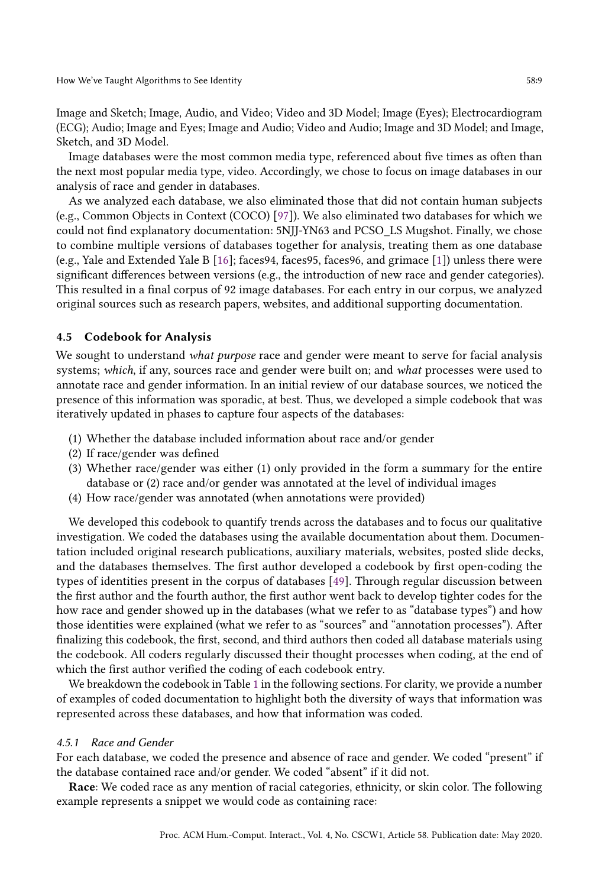Image and Sketch; Image, Audio, and Video; Video and 3D Model; Image (Eyes); Electrocardiogram (ECG); Audio; Image and Eyes; Image and Audio; Video and Audio; Image and 3D Model; and Image, Sketch, and 3D Model.

Image databases were the most common media type, referenced about five times as often than the next most popular media type, video. Accordingly, we chose to focus on image databases in our analysis of race and gender in databases.

As we analyzed each database, we also eliminated those that did not contain human subjects (e.g., Common Objects in Context (COCO) [97]). We also eliminated two databases for which we could not find explanatory documentation: 5NJJ-YN63 and PCSO_LS Mugshot. Finally, we chose to combine multiple versions of databases together for analysis, treating them as one database (e.g., Yale and Extended Yale B [16]; faces94, faces95, faces96, and grimace [1]) unless there were significant differences between versions (e.g., the introduction of new race and gender categories). This resulted in a final corpus of 92 image databases. For each entry in our corpus, we analyzed original sources such as research papers, websites, and additional supporting documentation.

### 4.5 Codebook for Analysis

We sought to understand *what purpose* race and gender were meant to serve for facial analysis systems; *which*, if any, sources race and gender were built on; and *what* processes were used to annotate race and gender information. In an initial review of our database sources, we noticed the presence of this information was sporadic, at best. Thus, we developed a simple codebook that was iteratively updated in phases to capture four aspects of the databases:

(1) Whether the database included information about race and/or gender
(2) If race/gender was defined
(3) Whether race/gender was either (1) only provided in the form a summary for the entire database or (2) race and/or gender was annotated at the level of individual images
(4) How race/gender was annotated (when annotations were provided)

We developed this codebook to quantify trends across the databases and to focus our qualitative investigation. We coded the databases using the available documentation about them. Documentation included original research publications, auxiliary materials, websites, posted slide decks, and the databases themselves. The first author developed a codebook by first open-coding the types of identities present in the corpus of databases [49]. Through regular discussion between the first author and the fourth author, the first author went back to develop tighter codes for the how race and gender showed up in the databases (what we refer to as "database types") and how those identities were explained (what we refer to as "sources" and "annotation processes"). After finalizing this codebook, the first, second, and third authors then coded all database materials using the codebook. All coders regularly discussed their thought processes when coding, at the end of which the first author verified the coding of each codebook entry.

We breakdown the codebook in Table 1 in the following sections. For clarity, we provide a number of examples of coded documentation to highlight both the diversity of ways that information was represented across these databases, and how that information was coded.

#### 4.5.1 Race and Gender

For each database, we coded the presence and absence of race and gender. We coded "present" if the database contained race and/or gender. We coded "absent" if it did not.

**Race**: We coded race as any mention of racial categories, ethnicity, or skin color. The following example represents a snippet we would code as containing race: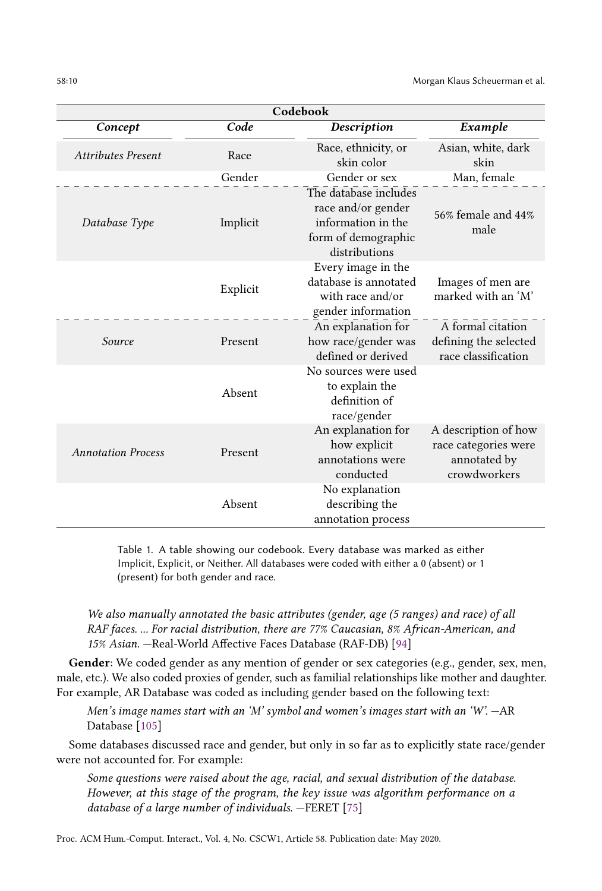| **Codebook** | | | |
|---|---|---|---|
| ***Concept*** | ***Code*** | ***Description*** | ***Example*** |
| *Attributes Present* | Race | Race, ethnicity, or skin color | Asian, white, dark skin |
| | Gender | Gender or sex | Man, female |
| *Database Type* | Implicit | The database includes race and/or gender information in the form of demographic distributions | 56% female and 44% male |
| | Explicit | Every image in the database is annotated with race and/or gender information | Images of men are marked with an 'M' |
| *Source* | Present | An explanation for how race/gender was defined or derived | A formal citation defining the selected race classification |
| | Absent | No sources were used to explain the definition of race/gender | |
| *Annotation Process* | Present | An explanation for how explicit annotations were conducted | A description of how race categories were annotated by crowdworkers |
| | Absent | No explanation describing the annotation process | |

Table 1. A table showing our codebook. Every database was marked as either Implicit, Explicit, or Neither. All databases were coded with either a 0 (absent) or 1 (present) for both gender and race.

> *We also manually annotated the basic attributes (gender, age (5 ranges) and race) of all RAF faces. ... For racial distribution, there are 77% Caucasian, 8% African-American, and 15% Asian.* —Real-World Affective Faces Database (RAF-DB) [94]

**Gender**: We coded gender as any mention of gender or sex categories (e.g., gender, sex, men, male, etc.). We also coded proxies of gender, such as familial relationships like mother and daughter. For example, AR Database was coded as including gender based on the following text:

> *Men's image names start with an 'M' symbol and women's images start with an 'W'.* —AR Database [105]

Some databases discussed race and gender, but only in so far as to explicitly state race/gender were not accounted for. For example:

> *Some questions were raised about the age, racial, and sexual distribution of the database. However, at this stage of the program, the key issue was algorithm performance on a database of a large number of individuals.* —FERET [75]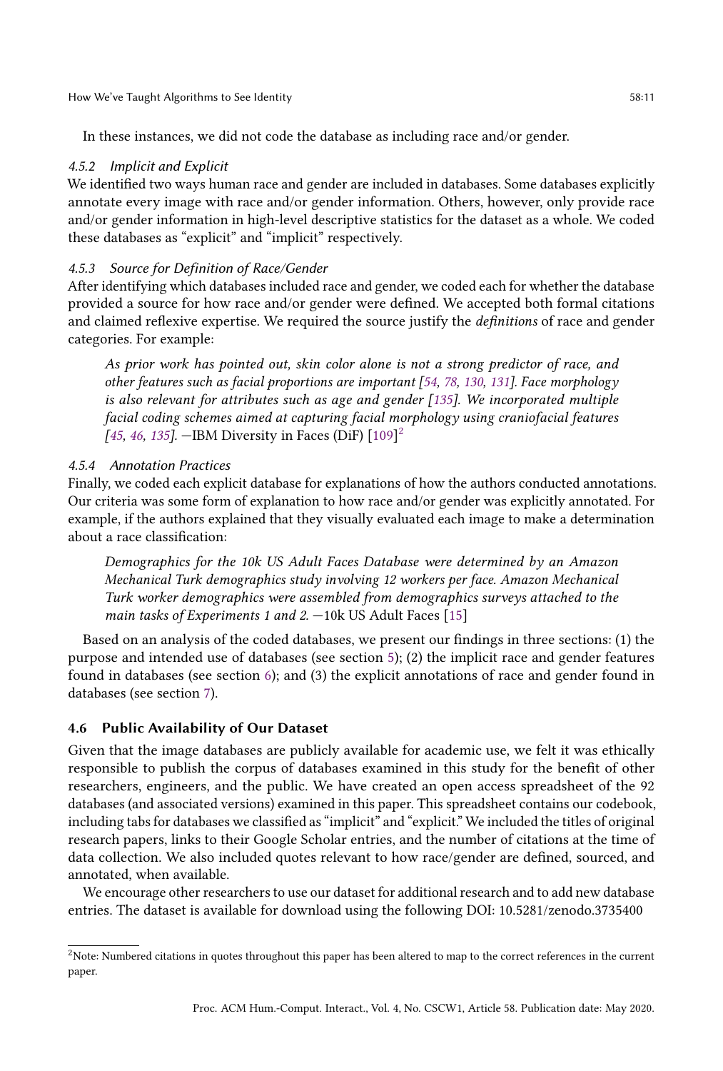In these instances, we did not code the database as including race and/or gender.

#### 4.5.2 Implicit and Explicit

We identified two ways human race and gender are included in databases. Some databases explicitly annotate every image with race and/or gender information. Others, however, only provide race and/or gender information in high-level descriptive statistics for the dataset as a whole. We coded these databases as "explicit" and "implicit" respectively.

#### 4.5.3 Source for Definition of Race/Gender

After identifying which databases included race and gender, we coded each for whether the database provided a source for how race and/or gender were defined. We accepted both formal citations and claimed reflexive expertise. We required the source justify the *definitions* of race and gender categories. For example:

> *As prior work has pointed out, skin color alone is not a strong predictor of race, and other features such as facial proportions are important [54, 78, 130, 131]. Face morphology is also relevant for attributes such as age and gender [135]. We incorporated multiple facial coding schemes aimed at capturing facial morphology using craniofacial features [45, 46, 135].* —IBM Diversity in Faces (DiF) [109][2]

#### 4.5.4 Annotation Practices

Finally, we coded each explicit database for explanations of how the authors conducted annotations. Our criteria was some form of explanation to how race and/or gender was explicitly annotated. For example, if the authors explained that they visually evaluated each image to make a determination about a race classification:

> *Demographics for the 10k US Adult Faces Database were determined by an Amazon Mechanical Turk demographics study involving 12 workers per face. Amazon Mechanical Turk worker demographics were assembled from demographics surveys attached to the main tasks of Experiments 1 and 2.* —10k US Adult Faces [15]

Based on an analysis of the coded databases, we present our findings in three sections: (1) the purpose and intended use of databases (see section 5); (2) the implicit race and gender features found in databases (see section 6); and (3) the explicit annotations of race and gender found in databases (see section 7).

### 4.6 Public Availability of Our Dataset

Given that the image databases are publicly available for academic use, we felt it was ethically responsible to publish the corpus of databases examined in this study for the benefit of other researchers, engineers, and the public. We have created an open access spreadsheet of the 92 databases (and associated versions) examined in this paper. This spreadsheet contains our codebook, including tabs for databases we classified as "implicit" and "explicit." We included the titles of original research papers, links to their Google Scholar entries, and the number of citations at the time of data collection. We also included quotes relevant to how race/gender are defined, sourced, and annotated, when available.

We encourage other researchers to use our dataset for additional research and to add new database entries. The dataset is available for download using the following DOI: 10.5281/zenodo.3735400

[2]Note: Numbered citations in quotes throughout this paper has been altered to map to the correct references in the current paper.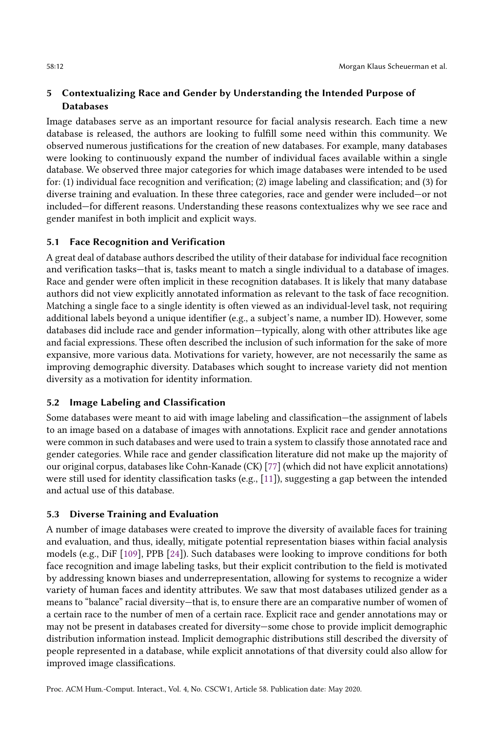## 5 Contextualizing Race and Gender by Understanding the Intended Purpose of Databases

Image databases serve as an important resource for facial analysis research. Each time a new database is released, the authors are looking to fulfill some need within this community. We observed numerous justifications for the creation of new databases. For example, many databases were looking to continuously expand the number of individual faces available within a single database. We observed three major categories for which image databases were intended to be used for: (1) individual face recognition and verification; (2) image labeling and classification; and (3) for diverse training and evaluation. In these three categories, race and gender were included—or not included—for different reasons. Understanding these reasons contextualizes why we see race and gender manifest in both implicit and explicit ways.

### 5.1 Face Recognition and Verification

A great deal of database authors described the utility of their database for individual face recognition and verification tasks—that is, tasks meant to match a single individual to a database of images. Race and gender were often implicit in these recognition databases. It is likely that many database authors did not view explicitly annotated information as relevant to the task of face recognition. Matching a single face to a single identity is often viewed as an individual-level task, not requiring additional labels beyond a unique identifier (e.g., a subject's name, a number ID). However, some databases did include race and gender information—typically, along with other attributes like age and facial expressions. These often described the inclusion of such information for the sake of more expansive, more various data. Motivations for variety, however, are not necessarily the same as improving demographic diversity. Databases which sought to increase variety did not mention diversity as a motivation for identity information.

### 5.2 Image Labeling and Classification

Some databases were meant to aid with image labeling and classification—the assignment of labels to an image based on a database of images with annotations. Explicit race and gender annotations were common in such databases and were used to train a system to classify those annotated race and gender categories. While race and gender classification literature did not make up the majority of our original corpus, databases like Cohn-Kanade (CK) [77] (which did not have explicit annotations) were still used for identity classification tasks (e.g., [11]), suggesting a gap between the intended and actual use of this database.

### 5.3 Diverse Training and Evaluation

A number of image databases were created to improve the diversity of available faces for training and evaluation, and thus, ideally, mitigate potential representation biases within facial analysis models (e.g., DiF [109], PPB [24]). Such databases were looking to improve conditions for both face recognition and image labeling tasks, but their explicit contribution to the field is motivated by addressing known biases and underrepresentation, allowing for systems to recognize a wider variety of human faces and identity attributes. We saw that most databases utilized gender as a means to "balance" racial diversity—that is, to ensure there are an comparative number of women of a certain race to the number of men of a certain race. Explicit race and gender annotations may or may not be present in databases created for diversity—some chose to provide implicit demographic distribution information instead. Implicit demographic distributions still described the diversity of people represented in a database, while explicit annotations of that diversity could also allow for improved image classifications.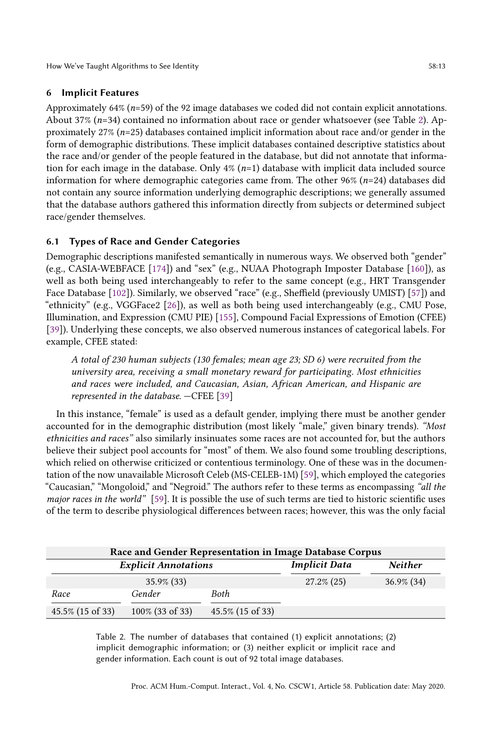## 6 Implicit Features

Approximately 64% (*n*=59) of the 92 image databases we coded did not contain explicit annotations. About 37% (*n*=34) contained no information about race or gender whatsoever (see Table 2). Approximately 27% (*n*=25) databases contained implicit information about race and/or gender in the form of demographic distributions. These implicit databases contained descriptive statistics about the race and/or gender of the people featured in the database, but did not annotate that information for each image in the database. Only 4% (*n*=1) database with implicit data included source information for where demographic categories came from. The other 96% (*n*=24) databases did not contain any source information underlying demographic descriptions; we generally assumed that the database authors gathered this information directly from subjects or determined subject race/gender themselves.

### 6.1 Types of Race and Gender Categories

Demographic descriptions manifested semantically in numerous ways. We observed both "gender" (e.g., CASIA-WEBFACE [174]) and "sex" (e.g., NUAA Photograph Imposter Database [160]), as well as both being used interchangeably to refer to the same concept (e.g., HRT Transgender Face Database [102]). Similarly, we observed "race" (e.g., Sheffield (previously UMIST) [57]) and "ethnicity" (e.g., VGGFace2 [26]), as well as both being used interchangeably (e.g., CMU Pose, Illumination, and Expression (CMU PIE) [155], Compound Facial Expressions of Emotion (CFEE) [39]). Underlying these concepts, we also observed numerous instances of categorical labels. For example, CFEE stated:

> *A total of 230 human subjects (130 females; mean age 23; SD 6) were recruited from the university area, receiving a small monetary reward for participating. Most ethnicities and races were included, and Caucasian, Asian, African American, and Hispanic are represented in the database.* —CFEE [39]

In this instance, "female" is used as a default gender, implying there must be another gender accounted for in the demographic distribution (most likely "male," given binary trends). *"Most ethnicities and races"* also similarly insinuates some races are not accounted for, but the authors believe their subject pool accounts for "most" of them. We also found some troubling descriptions, which relied on otherwise criticized or contentious terminology. One of these was in the documentation of the now unavailable Microsoft Celeb (MS-CELEB-1M) [59], which employed the categories "Caucasian," "Mongoloid," and "Negroid." The authors refer to these terms as encompassing *"all the major races in the world"* [59]. It is possible the use of such terms are tied to historic scientific uses of the term to describe physiological differences between races; however, this was the only facial

| **Race and Gender Representation in Image Database Corpus** | | | | |
|---|---|---|---|---|
| ***Explicit Annotations*** | | | ***Implicit Data*** | ***Neither*** |
| 35.9% (33) | | | 27.2% (25) | 36.9% (34) |
| *Race* | *Gender* | *Both* | | |
| 45.5% (15 of 33) | 100% (33 of 33) | 45.5% (15 of 33) | | |

Table 2. The number of databases that contained (1) explicit annotations; (2) implicit demographic information; or (3) neither explicit or implicit race and gender information. Each count is out of 92 total image databases.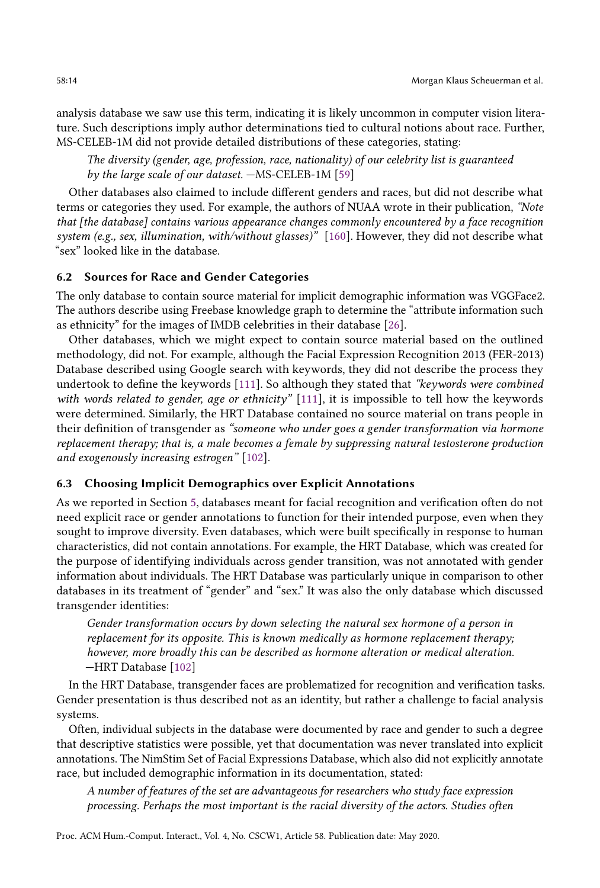analysis database we saw use this term, indicating it is likely uncommon in computer vision literature. Such descriptions imply author determinations tied to cultural notions about race. Further, MS-CELEB-1M did not provide detailed distributions of these categories, stating:

> *The diversity (gender, age, profession, race, nationality) of our celebrity list is guaranteed by the large scale of our dataset.* —MS-CELEB-1M [59]

Other databases also claimed to include different genders and races, but did not describe what terms or categories they used. For example, the authors of NUAA wrote in their publication, *"Note that [the database] contains various appearance changes commonly encountered by a face recognition system (e.g., sex, illumination, with/without glasses)"* [160]. However, they did not describe what "sex" looked like in the database.

### 6.2 Sources for Race and Gender Categories

The only database to contain source material for implicit demographic information was VGGFace2. The authors describe using Freebase knowledge graph to determine the "attribute information such as ethnicity" for the images of IMDB celebrities in their database [26].

Other databases, which we might expect to contain source material based on the outlined methodology, did not. For example, although the Facial Expression Recognition 2013 (FER-2013) Database described using Google search with keywords, they did not describe the process they undertook to define the keywords [111]. So although they stated that *"keywords were combined with words related to gender, age or ethnicity"* [111], it is impossible to tell how the keywords were determined. Similarly, the HRT Database contained no source material on trans people in their definition of transgender as *"someone who under goes a gender transformation via hormone replacement therapy; that is, a male becomes a female by suppressing natural testosterone production and exogenously increasing estrogen"* [102].

### 6.3 Choosing Implicit Demographics over Explicit Annotations

As we reported in Section 5, databases meant for facial recognition and verification often do not need explicit race or gender annotations to function for their intended purpose, even when they sought to improve diversity. Even databases, which were built specifically in response to human characteristics, did not contain annotations. For example, the HRT Database, which was created for the purpose of identifying individuals across gender transition, was not annotated with gender information about individuals. The HRT Database was particularly unique in comparison to other databases in its treatment of "gender" and "sex." It was also the only database which discussed transgender identities:

> *Gender transformation occurs by down selecting the natural sex hormone of a person in replacement for its opposite. This is known medically as hormone replacement therapy; however, more broadly this can be described as hormone alteration or medical alteration.* —HRT Database [102]

In the HRT Database, transgender faces are problematized for recognition and verification tasks. Gender presentation is thus described not as an identity, but rather a challenge to facial analysis systems.

Often, individual subjects in the database were documented by race and gender to such a degree that descriptive statistics were possible, yet that documentation was never translated into explicit annotations. The NimStim Set of Facial Expressions Database, which also did not explicitly annotate race, but included demographic information in its documentation, stated:

> *A number of features of the set are advantageous for researchers who study face expression processing. Perhaps the most important is the racial diversity of the actors. Studies often*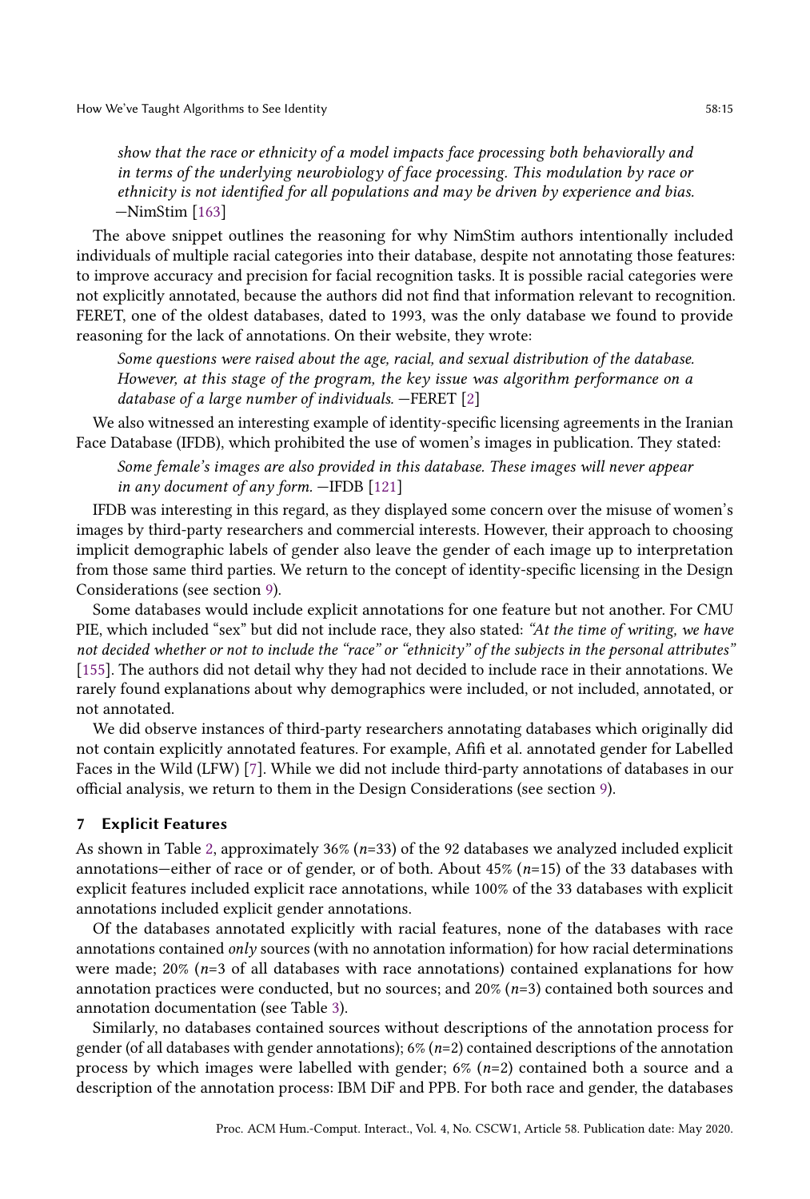*show that the race or ethnicity of a model impacts face processing both behaviorally and in terms of the underlying neurobiology of face processing. This modulation by race or ethnicity is not identified for all populations and may be driven by experience and bias.* —NimStim [163]

The above snippet outlines the reasoning for why NimStim authors intentionally included individuals of multiple racial categories into their database, despite not annotating those features: to improve accuracy and precision for facial recognition tasks. It is possible racial categories were not explicitly annotated, because the authors did not find that information relevant to recognition. FERET, one of the oldest databases, dated to 1993, was the only database we found to provide reasoning for the lack of annotations. On their website, they wrote:

*Some questions were raised about the age, racial, and sexual distribution of the database. However, at this stage of the program, the key issue was algorithm performance on a database of a large number of individuals.* —FERET [2]

We also witnessed an interesting example of identity-specific licensing agreements in the Iranian Face Database (IFDB), which prohibited the use of women's images in publication. They stated:

*Some female's images are also provided in this database. These images will never appear in any document of any form.* —IFDB [121]

IFDB was interesting in this regard, as they displayed some concern over the misuse of women's images by third-party researchers and commercial interests. However, their approach to choosing implicit demographic labels of gender also leave the gender of each image up to interpretation from those same third parties. We return to the concept of identity-specific licensing in the Design Considerations (see section 9).

Some databases would include explicit annotations for one feature but not another. For CMU PIE, which included "sex" but did not include race, they also stated: *"At the time of writing, we have not decided whether or not to include the "race" or "ethnicity" of the subjects in the personal attributes"* [155]. The authors did not detail why they had not decided to include race in their annotations. We rarely found explanations about why demographics were included, or not included, annotated, or not annotated.

We did observe instances of third-party researchers annotating databases which originally did not contain explicitly annotated features. For example, Afifi et al. annotated gender for Labelled Faces in the Wild (LFW) [7]. While we did not include third-party annotations of databases in our official analysis, we return to them in the Design Considerations (see section 9).

## 7 Explicit Features

As shown in Table 2, approximately 36% (*n*=33) of the 92 databases we analyzed included explicit annotations—either of race or of gender, or of both. About 45% (*n*=15) of the 33 databases with explicit features included explicit race annotations, while 100% of the 33 databases with explicit annotations included explicit gender annotations.

Of the databases annotated explicitly with racial features, none of the databases with race annotations contained *only* sources (with no annotation information) for how racial determinations were made; 20% (*n*=3 of all databases with race annotations) contained explanations for how annotation practices were conducted, but no sources; and 20% (*n*=3) contained both sources and annotation documentation (see Table 3).

Similarly, no databases contained sources without descriptions of the annotation process for gender (of all databases with gender annotations); 6% (*n*=2) contained descriptions of the annotation process by which images were labelled with gender; 6% (*n*=2) contained both a source and a description of the annotation process: IBM DiF and PPB. For both race and gender, the databases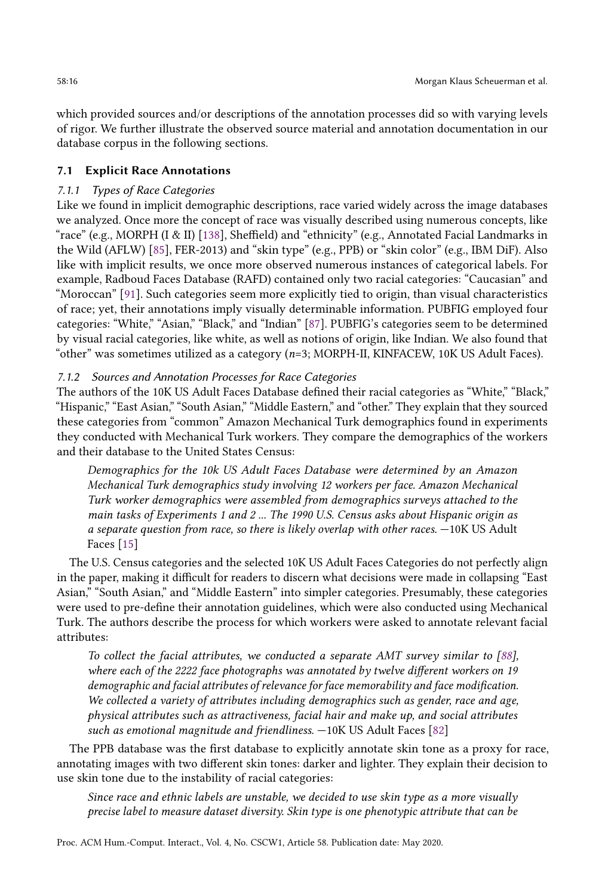which provided sources and/or descriptions of the annotation processes did so with varying levels of rigor. We further illustrate the observed source material and annotation documentation in our database corpus in the following sections.

### 7.1 Explicit Race Annotations

#### *7.1.1 Types of Race Categories*

Like we found in implicit demographic descriptions, race varied widely across the image databases we analyzed. Once more the concept of race was visually described using numerous concepts, like "race" (e.g., MORPH (I & II) [138], Sheffield) and "ethnicity" (e.g., Annotated Facial Landmarks in the Wild (AFLW) [85], FER-2013) and "skin type" (e.g., PPB) or "skin color" (e.g., IBM DiF). Also like with implicit results, we once more observed numerous instances of categorical labels. For example, Radboud Faces Database (RAFD) contained only two racial categories: "Caucasian" and "Moroccan" [91]. Such categories seem more explicitly tied to origin, than visual characteristics of race; yet, their annotations imply visually determinable information. PUBFIG employed four categories: "White," "Asian," "Black," and "Indian" [87]. PUBFIG's categories seem to be determined by visual racial categories, like white, as well as notions of origin, like Indian. We also found that "other" was sometimes utilized as a category (*n*=3; MORPH-II, KINFACEW, 10K US Adult Faces).

#### *7.1.2 Sources and Annotation Processes for Race Categories*

The authors of the 10K US Adult Faces Database defined their racial categories as "White," "Black," "Hispanic," "East Asian," "South Asian," "Middle Eastern," and "other." They explain that they sourced these categories from "common" Amazon Mechanical Turk demographics found in experiments they conducted with Mechanical Turk workers. They compare the demographics of the workers and their database to the United States Census:

> *Demographics for the 10k US Adult Faces Database were determined by an Amazon Mechanical Turk demographics study involving 12 workers per face. Amazon Mechanical Turk worker demographics were assembled from demographics surveys attached to the main tasks of Experiments 1 and 2 ... The 1990 U.S. Census asks about Hispanic origin as a separate question from race, so there is likely overlap with other races.* —10K US Adult Faces [15]

The U.S. Census categories and the selected 10K US Adult Faces Categories do not perfectly align in the paper, making it difficult for readers to discern what decisions were made in collapsing "East Asian," "South Asian," and "Middle Eastern" into simpler categories. Presumably, these categories were used to pre-define their annotation guidelines, which were also conducted using Mechanical Turk. The authors describe the process for which workers were asked to annotate relevant facial attributes:

> *To collect the facial attributes, we conducted a separate AMT survey similar to [88], where each of the 2222 face photographs was annotated by twelve different workers on 19 demographic and facial attributes of relevance for face memorability and face modification. We collected a variety of attributes including demographics such as gender, race and age, physical attributes such as attractiveness, facial hair and make up, and social attributes such as emotional magnitude and friendliness.* —10K US Adult Faces [82]

The PPB database was the first database to explicitly annotate skin tone as a proxy for race, annotating images with two different skin tones: darker and lighter. They explain their decision to use skin tone due to the instability of racial categories:

> *Since race and ethnic labels are unstable, we decided to use skin type as a more visually precise label to measure dataset diversity. Skin type is one phenotypic attribute that can be*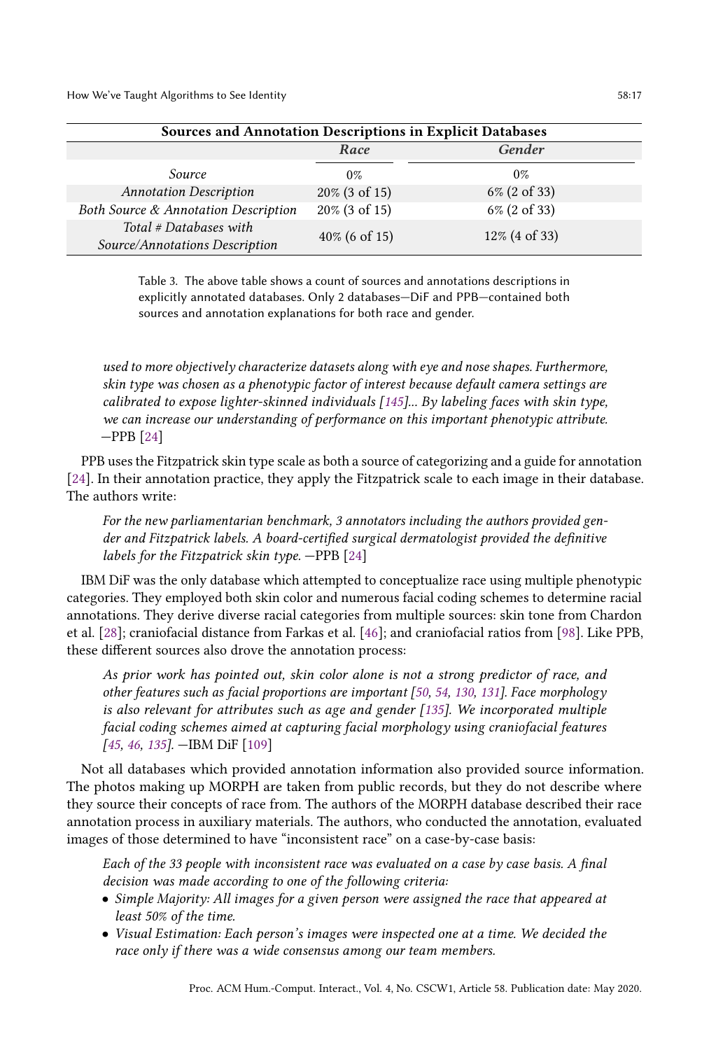| Sources and Annotation Descriptions in Explicit Databases | | |
|---|---|---|
| | ***Race*** | ***Gender*** |
| *Source* | 0% | 0% |
| *Annotation Description* | 20% (3 of 15) | 6% (2 of 33) |
| *Both Source & Annotation Description* | 20% (3 of 15) | 6% (2 of 33) |
| *Total # Databases with Source/Annotations Description* | 40% (6 of 15) | 12% (4 of 33) |

Table 3. The above table shows a count of sources and annotations descriptions in explicitly annotated databases. Only 2 databases—DiF and PPB—contained both sources and annotation explanations for both race and gender.

> *used to more objectively characterize datasets along with eye and nose shapes. Furthermore, skin type was chosen as a phenotypic factor of interest because default camera settings are calibrated to expose lighter-skinned individuals [145]... By labeling faces with skin type, we can increase our understanding of performance on this important phenotypic attribute.* —PPB [24]

PPB uses the Fitzpatrick skin type scale as both a source of categorizing and a guide for annotation [24]. In their annotation practice, they apply the Fitzpatrick scale to each image in their database. The authors write:

> *For the new parliamentarian benchmark, 3 annotators including the authors provided gender and Fitzpatrick labels. A board-certified surgical dermatologist provided the definitive labels for the Fitzpatrick skin type.* —PPB [24]

IBM DiF was the only database which attempted to conceptualize race using multiple phenotypic categories. They employed both skin color and numerous facial coding schemes to determine racial annotations. They derive diverse racial categories from multiple sources: skin tone from Chardon et al. [28]; craniofacial distance from Farkas et al. [46]; and craniofacial ratios from [98]. Like PPB, these different sources also drove the annotation process:

> *As prior work has pointed out, skin color alone is not a strong predictor of race, and other features such as facial proportions are important [50, 54, 130, 131]. Face morphology is also relevant for attributes such as age and gender [135]. We incorporated multiple facial coding schemes aimed at capturing facial morphology using craniofacial features [45, 46, 135].* —IBM DiF [109]

Not all databases which provided annotation information also provided source information. The photos making up MORPH are taken from public records, but they do not describe where they source their concepts of race from. The authors of the MORPH database described their race annotation process in auxiliary materials. The authors, who conducted the annotation, evaluated images of those determined to have "inconsistent race" on a case-by-case basis:

> *Each of the 33 people with inconsistent race was evaluated on a case by case basis. A final decision was made according to one of the following criteria:*
> - *Simple Majority: All images for a given person were assigned the race that appeared at least 50% of the time.*
> - *Visual Estimation: Each person's images were inspected one at a time. We decided the race only if there was a wide consensus among our team members.*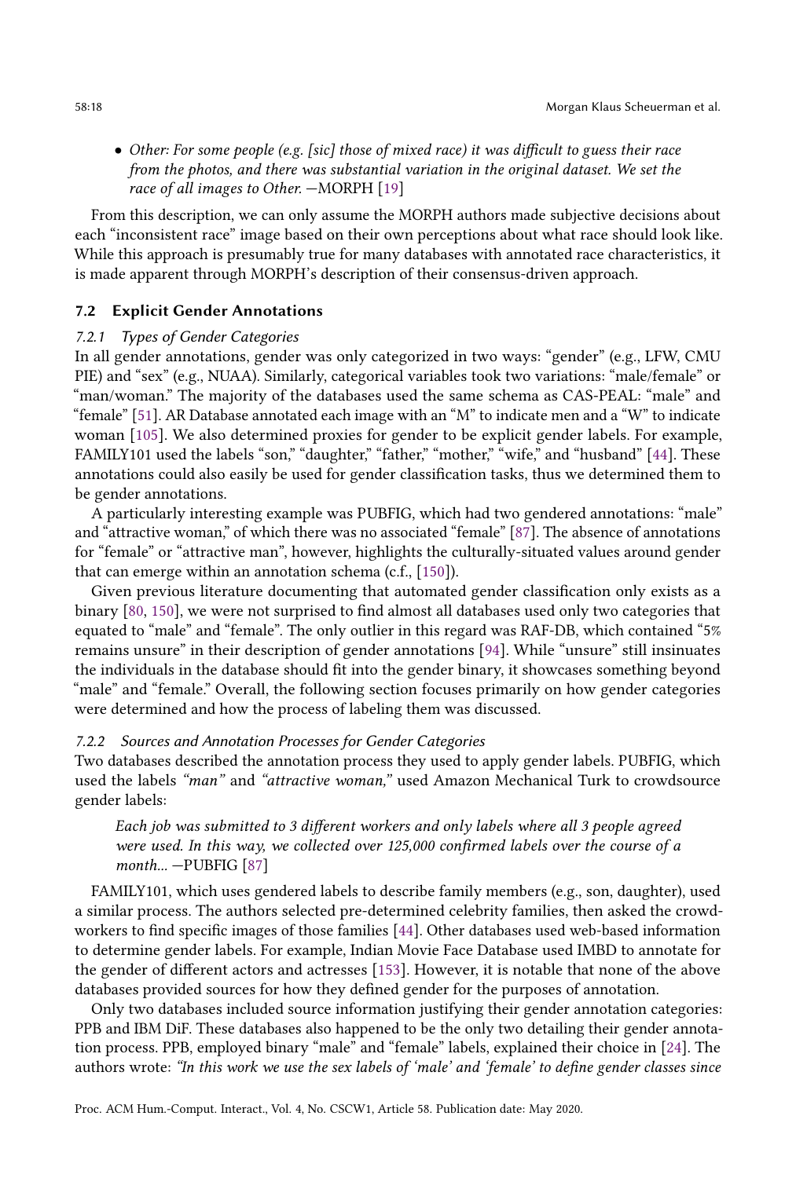- *Other: For some people (e.g. [sic] those of mixed race) it was difficult to guess their race from the photos, and there was substantial variation in the original dataset. We set the race of all images to Other.* —MORPH [19]

From this description, we can only assume the MORPH authors made subjective decisions about each "inconsistent race" image based on their own perceptions about what race should look like. While this approach is presumably true for many databases with annotated race characteristics, it is made apparent through MORPH's description of their consensus-driven approach.

### 7.2 Explicit Gender Annotations

#### 7.2.1 Types of Gender Categories

In all gender annotations, gender was only categorized in two ways: "gender" (e.g., LFW, CMU PIE) and "sex" (e.g., NUAA). Similarly, categorical variables took two variations: "male/female" or "man/woman." The majority of the databases used the same schema as CAS-PEAL: "male" and "female" [51]. AR Database annotated each image with an "M" to indicate men and a "W" to indicate woman [105]. We also determined proxies for gender to be explicit gender labels. For example, FAMILY101 used the labels "son," "daughter," "father," "mother," "wife," and "husband" [44]. These annotations could also easily be used for gender classification tasks, thus we determined them to be gender annotations.

A particularly interesting example was PUBFIG, which had two gendered annotations: "male" and "attractive woman," of which there was no associated "female" [87]. The absence of annotations for "female" or "attractive man", however, highlights the culturally-situated values around gender that can emerge within an annotation schema (c.f., [150]).

Given previous literature documenting that automated gender classification only exists as a binary [80, 150], we were not surprised to find almost all databases used only two categories that equated to "male" and "female". The only outlier in this regard was RAF-DB, which contained "5% remains unsure" in their description of gender annotations [94]. While "unsure" still insinuates the individuals in the database should fit into the gender binary, it showcases something beyond "male" and "female." Overall, the following section focuses primarily on how gender categories were determined and how the process of labeling them was discussed.

#### 7.2.2 Sources and Annotation Processes for Gender Categories

Two databases described the annotation process they used to apply gender labels. PUBFIG, which used the labels *"man"* and *"attractive woman,"* used Amazon Mechanical Turk to crowdsource gender labels:

> *Each job was submitted to 3 different workers and only labels where all 3 people agreed were used. In this way, we collected over 125,000 confirmed labels over the course of a month...* —PUBFIG [87]

FAMILY101, which uses gendered labels to describe family members (e.g., son, daughter), used a similar process. The authors selected pre-determined celebrity families, then asked the crowdworkers to find specific images of those families [44]. Other databases used web-based information to determine gender labels. For example, Indian Movie Face Database used IMBD to annotate for the gender of different actors and actresses [153]. However, it is notable that none of the above databases provided sources for how they defined gender for the purposes of annotation.

Only two databases included source information justifying their gender annotation categories: PPB and IBM DiF. These databases also happened to be the only two detailing their gender annotation process. PPB, employed binary "male" and "female" labels, explained their choice in [24]. The authors wrote: *"In this work we use the sex labels of 'male' and 'female' to define gender classes since*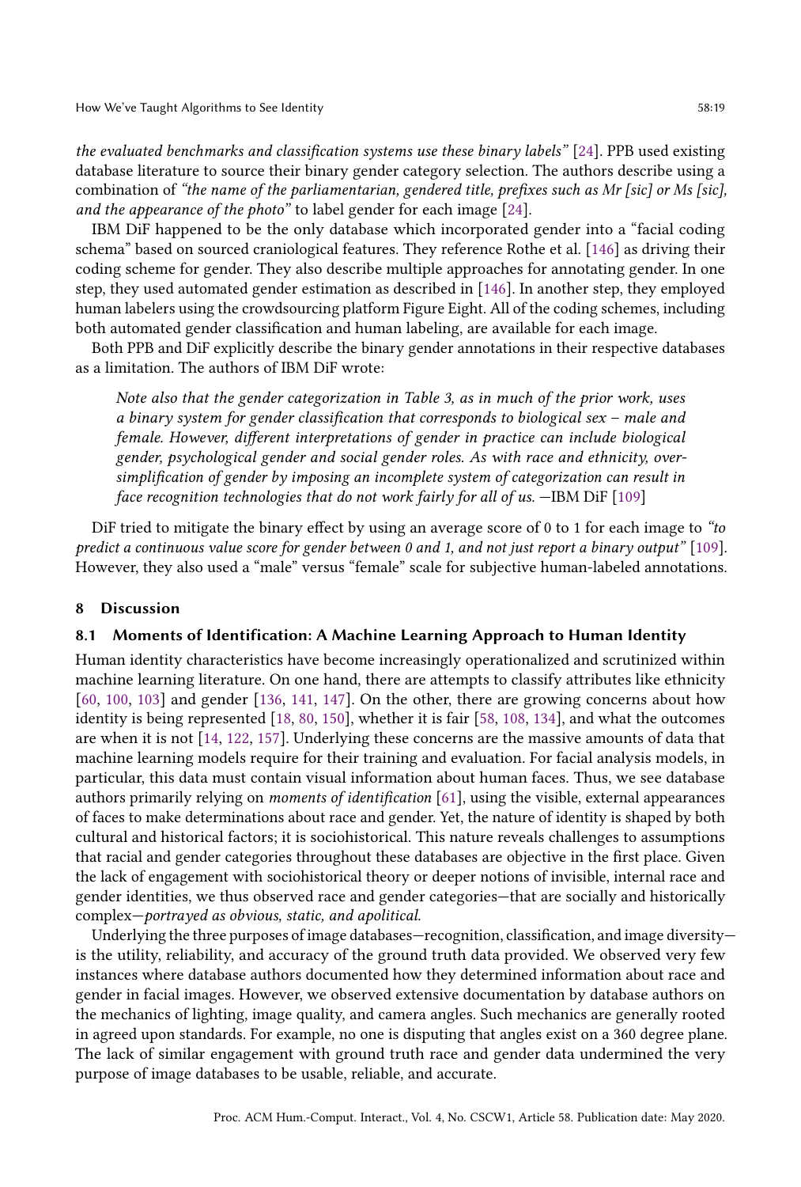*the evaluated benchmarks and classification systems use these binary labels"* [24]. PPB used existing database literature to source their binary gender category selection. The authors describe using a combination of *"the name of the parliamentarian, gendered title, prefixes such as Mr [sic] or Ms [sic], and the appearance of the photo"* to label gender for each image [24].

IBM DiF happened to be the only database which incorporated gender into a "facial coding schema" based on sourced craniological features. They reference Rothe et al. [146] as driving their coding scheme for gender. They also describe multiple approaches for annotating gender. In one step, they used automated gender estimation as described in [146]. In another step, they employed human labelers using the crowdsourcing platform Figure Eight. All of the coding schemes, including both automated gender classification and human labeling, are available for each image.

Both PPB and DiF explicitly describe the binary gender annotations in their respective databases as a limitation. The authors of IBM DiF wrote:

> *Note also that the gender categorization in Table 3, as in much of the prior work, uses a binary system for gender classification that corresponds to biological sex – male and female. However, different interpretations of gender in practice can include biological gender, psychological gender and social gender roles. As with race and ethnicity, over-simplification of gender by imposing an incomplete system of categorization can result in face recognition technologies that do not work fairly for all of us.* —IBM DiF [109]

DiF tried to mitigate the binary effect by using an average score of 0 to 1 for each image to *"to predict a continuous value score for gender between 0 and 1, and not just report a binary output"* [109]. However, they also used a "male" versus "female" scale for subjective human-labeled annotations.

## 8 Discussion

### 8.1 Moments of Identification: A Machine Learning Approach to Human Identity

Human identity characteristics have become increasingly operationalized and scrutinized within machine learning literature. On one hand, there are attempts to classify attributes like ethnicity [60, 100, 103] and gender [136, 141, 147]. On the other, there are growing concerns about how identity is being represented [18, 80, 150], whether it is fair [58, 108, 134], and what the outcomes are when it is not [14, 122, 157]. Underlying these concerns are the massive amounts of data that machine learning models require for their training and evaluation. For facial analysis models, in particular, this data must contain visual information about human faces. Thus, we see database authors primarily relying on *moments of identification* [61], using the visible, external appearances of faces to make determinations about race and gender. Yet, the nature of identity is shaped by both cultural and historical factors; it is sociohistorical. This nature reveals challenges to assumptions that racial and gender categories throughout these databases are objective in the first place. Given the lack of engagement with sociohistorical theory or deeper notions of invisible, internal race and gender identities, we thus observed race and gender categories—that are socially and historically complex—*portrayed as obvious, static, and apolitical*.

Underlying the three purposes of image databases—recognition, classification, and image diversity—is the utility, reliability, and accuracy of the ground truth data provided. We observed very few instances where database authors documented how they determined information about race and gender in facial images. However, we observed extensive documentation by database authors on the mechanics of lighting, image quality, and camera angles. Such mechanics are generally rooted in agreed upon standards. For example, no one is disputing that angles exist on a 360 degree plane. The lack of similar engagement with ground truth race and gender data undermined the very purpose of image databases to be usable, reliable, and accurate.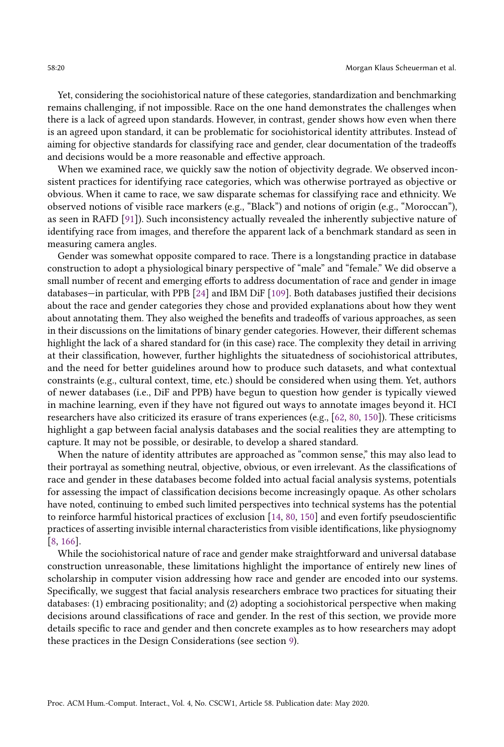Yet, considering the sociohistorical nature of these categories, standardization and benchmarking remains challenging, if not impossible. Race on the one hand demonstrates the challenges when there is a lack of agreed upon standards. However, in contrast, gender shows how even when there is an agreed upon standard, it can be problematic for sociohistorical identity attributes. Instead of aiming for objective standards for classifying race and gender, clear documentation of the tradeoffs and decisions would be a more reasonable and effective approach.

When we examined race, we quickly saw the notion of objectivity degrade. We observed inconsistent practices for identifying race categories, which was otherwise portrayed as objective or obvious. When it came to race, we saw disparate schemas for classifying race and ethnicity. We observed notions of visible race markers (e.g., "Black") and notions of origin (e.g., "Moroccan"), as seen in RAFD [91]). Such inconsistency actually revealed the inherently subjective nature of identifying race from images, and therefore the apparent lack of a benchmark standard as seen in measuring camera angles.

Gender was somewhat opposite compared to race. There is a longstanding practice in database construction to adopt a physiological binary perspective of "male" and "female." We did observe a small number of recent and emerging efforts to address documentation of race and gender in image databases—in particular, with PPB [24] and IBM DiF [109]. Both databases justified their decisions about the race and gender categories they chose and provided explanations about how they went about annotating them. They also weighed the benefits and tradeoffs of various approaches, as seen in their discussions on the limitations of binary gender categories. However, their different schemas highlight the lack of a shared standard for (in this case) race. The complexity they detail in arriving at their classification, however, further highlights the situatedness of sociohistorical attributes, and the need for better guidelines around how to produce such datasets, and what contextual constraints (e.g., cultural context, time, etc.) should be considered when using them. Yet, authors of newer databases (i.e., DiF and PPB) have begun to question how gender is typically viewed in machine learning, even if they have not figured out ways to annotate images beyond it. HCI researchers have also criticized its erasure of trans experiences (e.g., [62, 80, 150]). These criticisms highlight a gap between facial analysis databases and the social realities they are attempting to capture. It may not be possible, or desirable, to develop a shared standard.

When the nature of identity attributes are approached as "common sense," this may also lead to their portrayal as something neutral, objective, obvious, or even irrelevant. As the classifications of race and gender in these databases become folded into actual facial analysis systems, potentials for assessing the impact of classification decisions become increasingly opaque. As other scholars have noted, continuing to embed such limited perspectives into technical systems has the potential to reinforce harmful historical practices of exclusion [14, 80, 150] and even fortify pseudoscientific practices of asserting invisible internal characteristics from visible identifications, like physiognomy [8, 166].

While the sociohistorical nature of race and gender make straightforward and universal database construction unreasonable, these limitations highlight the importance of entirely new lines of scholarship in computer vision addressing how race and gender are encoded into our systems. Specifically, we suggest that facial analysis researchers embrace two practices for situating their databases: (1) embracing positionality; and (2) adopting a sociohistorical perspective when making decisions around classifications of race and gender. In the rest of this section, we provide more details specific to race and gender and then concrete examples as to how researchers may adopt these practices in the Design Considerations (see section 9).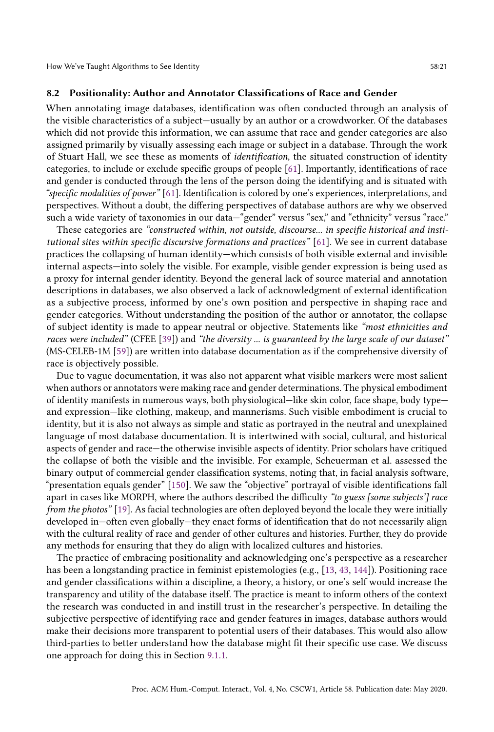### 8.2 Positionality: Author and Annotator Classifications of Race and Gender

When annotating image databases, identification was often conducted through an analysis of the visible characteristics of a subject—usually by an author or a crowdworker. Of the databases which did not provide this information, we can assume that race and gender categories are also assigned primarily by visually assessing each image or subject in a database. Through the work of Stuart Hall, we see these as moments of *identification*, the situated construction of identity categories, to include or exclude specific groups of people [61]. Importantly, identifications of race and gender is conducted through the lens of the person doing the identifying and is situated with *"specific modalities of power"* [61]. Identification is colored by one's experiences, interpretations, and perspectives. Without a doubt, the differing perspectives of database authors are why we observed such a wide variety of taxonomies in our data—"gender" versus "sex," and "ethnicity" versus "race."

These categories are *"constructed within, not outside, discourse... in specific historical and institutional sites within specific discursive formations and practices"* [61]. We see in current database practices the collapsing of human identity—which consists of both visible external and invisible internal aspects—into solely the visible. For example, visible gender expression is being used as a proxy for internal gender identity. Beyond the general lack of source material and annotation descriptions in databases, we also observed a lack of acknowledgment of external identification as a subjective process, informed by one's own position and perspective in shaping race and gender categories. Without understanding the position of the author or annotator, the collapse of subject identity is made to appear neutral or objective. Statements like *"most ethnicities and races were included"* (CFEE [39]) and *"the diversity ... is guaranteed by the large scale of our dataset"* (MS-CELEB-1M [59]) are written into database documentation as if the comprehensive diversity of race is objectively possible.

Due to vague documentation, it was also not apparent what visible markers were most salient when authors or annotators were making race and gender determinations. The physical embodiment of identity manifests in numerous ways, both physiological—like skin color, face shape, body type—and expression—like clothing, makeup, and mannerisms. Such visible embodiment is crucial to identity, but it is also not always as simple and static as portrayed in the neutral and unexplained language of most database documentation. It is intertwined with social, cultural, and historical aspects of gender and race—the otherwise invisible aspects of identity. Prior scholars have critiqued the collapse of both the visible and the invisible. For example, Scheuerman et al. assessed the binary output of commercial gender classification systems, noting that, in facial analysis software, "presentation equals gender" [150]. We saw the "objective" portrayal of visible identifications fall apart in cases like MORPH, where the authors described the difficulty *"to guess [some subjects'] race from the photos"* [19]. As facial technologies are often deployed beyond the locale they were initially developed in—often even globally—they enact forms of identification that do not necessarily align with the cultural reality of race and gender of other cultures and histories. Further, they do provide any methods for ensuring that they do align with localized cultures and histories.

The practice of embracing positionality and acknowledging one's perspective as a researcher has been a longstanding practice in feminist epistemologies (e.g., [13, 43, 144]). Positioning race and gender classifications within a discipline, a theory, a history, or one's self would increase the transparency and utility of the database itself. The practice is meant to inform others of the context the research was conducted in and instill trust in the researcher's perspective. In detailing the subjective perspective of identifying race and gender features in images, database authors would make their decisions more transparent to potential users of their databases. This would also allow third-parties to better understand how the database might fit their specific use case. We discuss one approach for doing this in Section 9.1.1.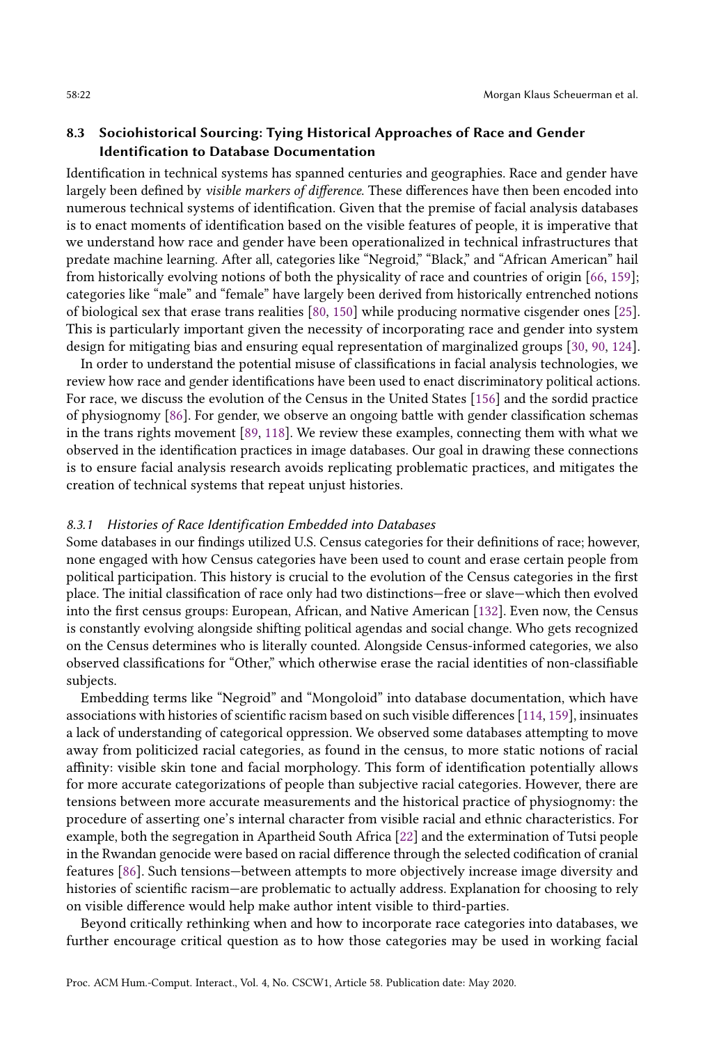### 8.3 Sociohistorical Sourcing: Tying Historical Approaches of Race and Gender Identification to Database Documentation

Identification in technical systems has spanned centuries and geographies. Race and gender have largely been defined by *visible markers of difference*. These differences have then been encoded into numerous technical systems of identification. Given that the premise of facial analysis databases is to enact moments of identification based on the visible features of people, it is imperative that we understand how race and gender have been operationalized in technical infrastructures that predate machine learning. After all, categories like "Negroid," "Black," and "African American" hail from historically evolving notions of both the physicality of race and countries of origin [66, 159]; categories like "male" and "female" have largely been derived from historically entrenched notions of biological sex that erase trans realities [80, 150] while producing normative cisgender ones [25]. This is particularly important given the necessity of incorporating race and gender into system design for mitigating bias and ensuring equal representation of marginalized groups [30, 90, 124].

In order to understand the potential misuse of classifications in facial analysis technologies, we review how race and gender identifications have been used to enact discriminatory political actions. For race, we discuss the evolution of the Census in the United States [156] and the sordid practice of physiognomy [86]. For gender, we observe an ongoing battle with gender classification schemas in the trans rights movement [89, 118]. We review these examples, connecting them with what we observed in the identification practices in image databases. Our goal in drawing these connections is to ensure facial analysis research avoids replicating problematic practices, and mitigates the creation of technical systems that repeat unjust histories.

#### *8.3.1 Histories of Race Identification Embedded into Databases*

Some databases in our findings utilized U.S. Census categories for their definitions of race; however, none engaged with how Census categories have been used to count and erase certain people from political participation. This history is crucial to the evolution of the Census categories in the first place. The initial classification of race only had two distinctions—free or slave—which then evolved into the first census groups: European, African, and Native American [132]. Even now, the Census is constantly evolving alongside shifting political agendas and social change. Who gets recognized on the Census determines who is literally counted. Alongside Census-informed categories, we also observed classifications for "Other," which otherwise erase the racial identities of non-classifiable subjects.

Embedding terms like "Negroid" and "Mongoloid" into database documentation, which have associations with histories of scientific racism based on such visible differences [114, 159], insinuates a lack of understanding of categorical oppression. We observed some databases attempting to move away from politicized racial categories, as found in the census, to more static notions of racial affinity: visible skin tone and facial morphology. This form of identification potentially allows for more accurate categorizations of people than subjective racial categories. However, there are tensions between more accurate measurements and the historical practice of physiognomy: the procedure of asserting one's internal character from visible racial and ethnic characteristics. For example, both the segregation in Apartheid South Africa [22] and the extermination of Tutsi people in the Rwandan genocide were based on racial difference through the selected codification of cranial features [86]. Such tensions—between attempts to more objectively increase image diversity and histories of scientific racism—are problematic to actually address. Explanation for choosing to rely on visible difference would help make author intent visible to third-parties.

Beyond critically rethinking when and how to incorporate race categories into databases, we further encourage critical question as to how those categories may be used in working facial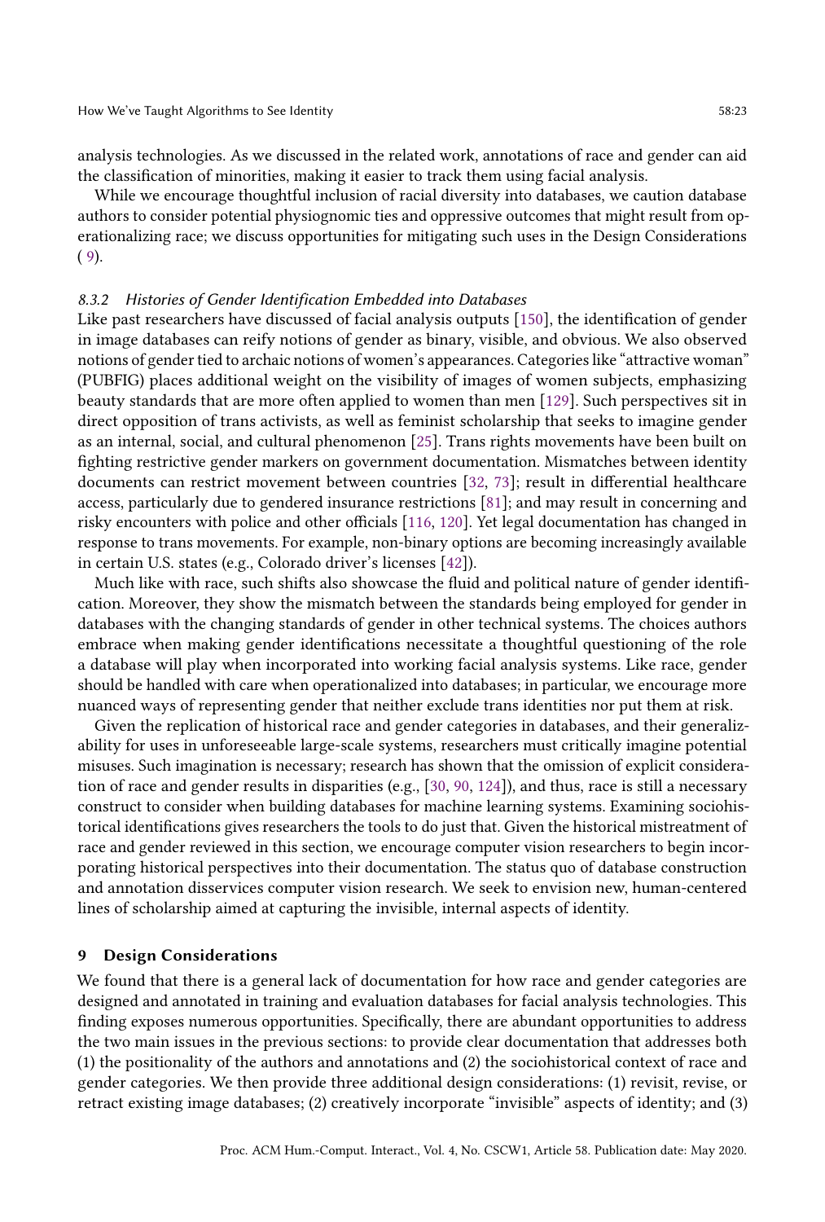analysis technologies. As we discussed in the related work, annotations of race and gender can aid the classification of minorities, making it easier to track them using facial analysis.

While we encourage thoughtful inclusion of racial diversity into databases, we caution database authors to consider potential physiognomic ties and oppressive outcomes that might result from operationalizing race; we discuss opportunities for mitigating such uses in the Design Considerations ( 9).

#### 8.3.2 Histories of Gender Identification Embedded into Databases

Like past researchers have discussed of facial analysis outputs [150], the identification of gender in image databases can reify notions of gender as binary, visible, and obvious. We also observed notions of gender tied to archaic notions of women's appearances. Categories like "attractive woman" (PUBFIG) places additional weight on the visibility of images of women subjects, emphasizing beauty standards that are more often applied to women than men [129]. Such perspectives sit in direct opposition of trans activists, as well as feminist scholarship that seeks to imagine gender as an internal, social, and cultural phenomenon [25]. Trans rights movements have been built on fighting restrictive gender markers on government documentation. Mismatches between identity documents can restrict movement between countries [32, 73]; result in differential healthcare access, particularly due to gendered insurance restrictions [81]; and may result in concerning and risky encounters with police and other officials [116, 120]. Yet legal documentation has changed in response to trans movements. For example, non-binary options are becoming increasingly available in certain U.S. states (e.g., Colorado driver's licenses [42]).

Much like with race, such shifts also showcase the fluid and political nature of gender identification. Moreover, they show the mismatch between the standards being employed for gender in databases with the changing standards of gender in other technical systems. The choices authors embrace when making gender identifications necessitate a thoughtful questioning of the role a database will play when incorporated into working facial analysis systems. Like race, gender should be handled with care when operationalized into databases; in particular, we encourage more nuanced ways of representing gender that neither exclude trans identities nor put them at risk.

Given the replication of historical race and gender categories in databases, and their generalizability for uses in unforeseeable large-scale systems, researchers must critically imagine potential misuses. Such imagination is necessary; research has shown that the omission of explicit consideration of race and gender results in disparities (e.g., [30, 90, 124]), and thus, race is still a necessary construct to consider when building databases for machine learning systems. Examining sociohistorical identifications gives researchers the tools to do just that. Given the historical mistreatment of race and gender reviewed in this section, we encourage computer vision researchers to begin incorporating historical perspectives into their documentation. The status quo of database construction and annotation disservices computer vision research. We seek to envision new, human-centered lines of scholarship aimed at capturing the invisible, internal aspects of identity.

## 9 Design Considerations

We found that there is a general lack of documentation for how race and gender categories are designed and annotated in training and evaluation databases for facial analysis technologies. This finding exposes numerous opportunities. Specifically, there are abundant opportunities to address the two main issues in the previous sections: to provide clear documentation that addresses both (1) the positionality of the authors and annotations and (2) the sociohistorical context of race and gender categories. We then provide three additional design considerations: (1) revisit, revise, or retract existing image databases; (2) creatively incorporate "invisible" aspects of identity; and (3)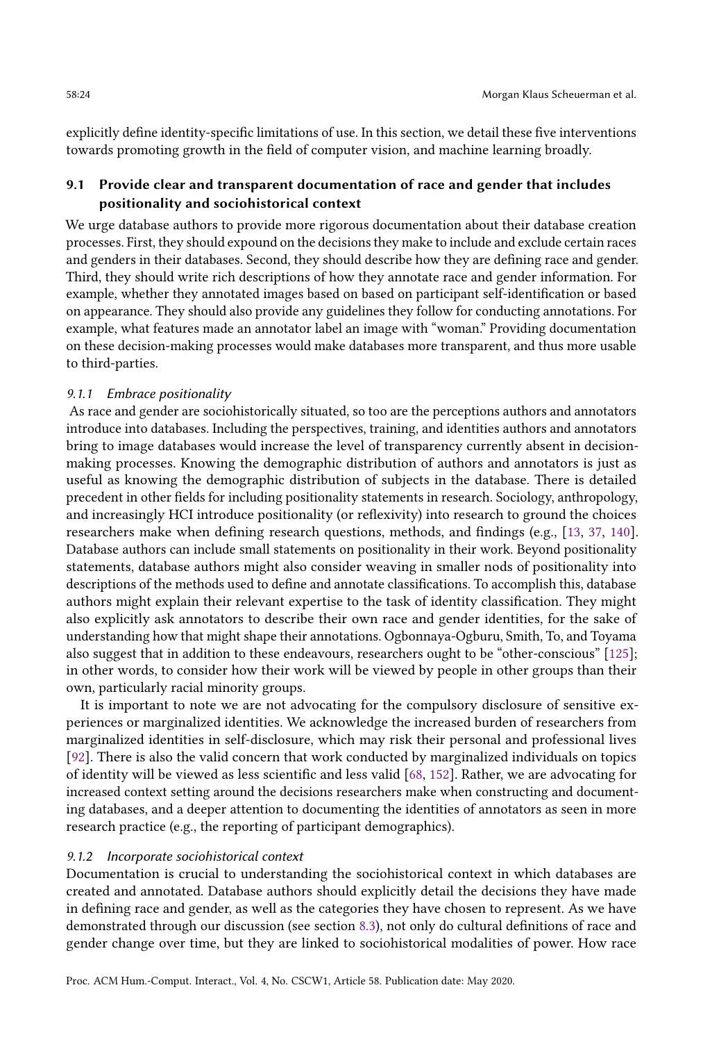explicitly define identity-specific limitations of use. In this section, we detail these five interventions towards promoting growth in the field of computer vision, and machine learning broadly.

## 9.1 Provide clear and transparent documentation of race and gender that includes positionality and sociohistorical context

We urge database authors to provide more rigorous documentation about their database creation processes. First, they should expound on the decisions they make to include and exclude certain races and genders in their databases. Second, they should describe how they are defining race and gender. Third, they should write rich descriptions of how they annotate race and gender information. For example, whether they annotated images based on based on participant self-identification or based on appearance. They should also provide any guidelines they follow for conducting annotations. For example, what features made an annotator label an image with "woman." Providing documentation on these decision-making processes would make databases more transparent, and thus more usable to third-parties.

### *9.1.1 Embrace positionality*

As race and gender are sociohistorically situated, so too are the perceptions authors and annotators introduce into databases. Including the perspectives, training, and identities authors and annotators bring to image databases would increase the level of transparency currently absent in decision-making processes. Knowing the demographic distribution of authors and annotators is just as useful as knowing the demographic distribution of subjects in the database. There is detailed precedent in other fields for including positionality statements in research. Sociology, anthropology, and increasingly HCI introduce positionality (or reflexivity) into research to ground the choices researchers make when defining research questions, methods, and findings (e.g., [13, 37, 140]. Database authors can include small statements on positionality in their work. Beyond positionality statements, database authors might also consider weaving in smaller nods of positionality into descriptions of the methods used to define and annotate classifications. To accomplish this, database authors might explain their relevant expertise to the task of identity classification. They might also explicitly ask annotators to describe their own race and gender identities, for the sake of understanding how that might shape their annotations. Ogbonnaya-Ogburu, Smith, To, and Toyama also suggest that in addition to these endeavours, researchers ought to be "other-conscious" [125]; in other words, to consider how their work will be viewed by people in other groups than their own, particularly racial minority groups.

It is important to note we are not advocating for the compulsory disclosure of sensitive experiences or marginalized identities. We acknowledge the increased burden of researchers from marginalized identities in self-disclosure, which may risk their personal and professional lives [92]. There is also the valid concern that work conducted by marginalized individuals on topics of identity will be viewed as less scientific and less valid [68, 152]. Rather, we are advocating for increased context setting around the decisions researchers make when constructing and documenting databases, and a deeper attention to documenting the identities of annotators as seen in more research practice (e.g., the reporting of participant demographics).

### *9.1.2 Incorporate sociohistorical context*

Documentation is crucial to understanding the sociohistorical context in which databases are created and annotated. Database authors should explicitly detail the decisions they have made in defining race and gender, as well as the categories they have chosen to represent. As we have demonstrated through our discussion (see section 8.3), not only do cultural definitions of race and gender change over time, but they are linked to sociohistorical modalities of power. How race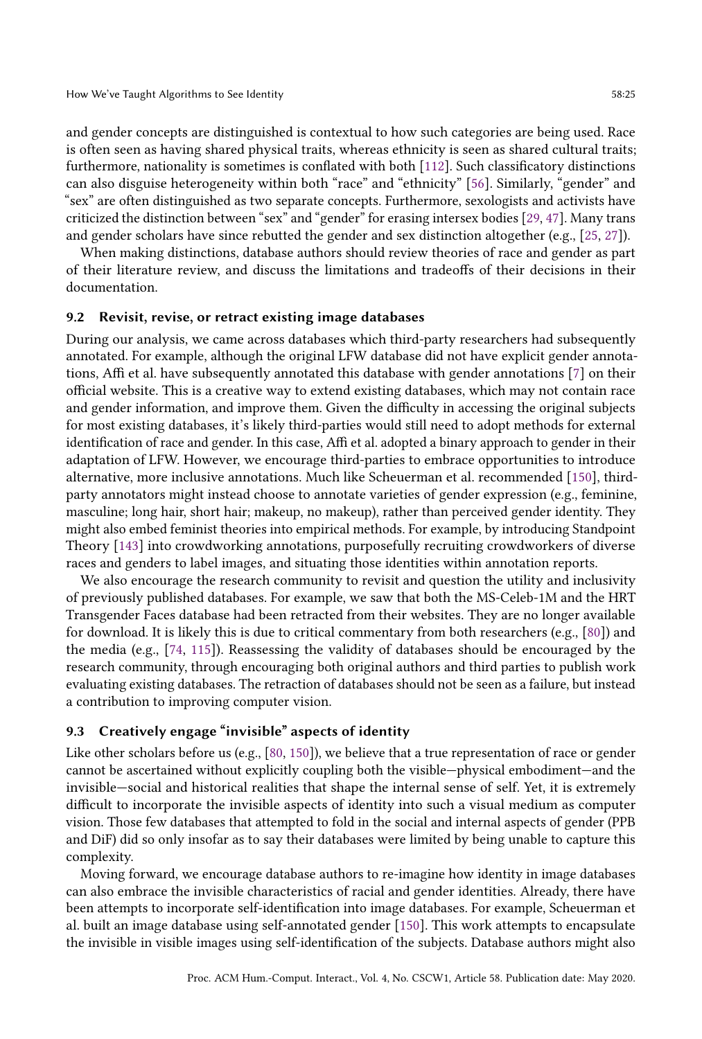and gender concepts are distinguished is contextual to how such categories are being used. Race is often seen as having shared physical traits, whereas ethnicity is seen as shared cultural traits; furthermore, nationality is sometimes is conflated with both [112]. Such classificatory distinctions can also disguise heterogeneity within both "race" and "ethnicity" [56]. Similarly, "gender" and "sex" are often distinguished as two separate concepts. Furthermore, sexologists and activists have criticized the distinction between "sex" and "gender" for erasing intersex bodies [29, 47]. Many trans and gender scholars have since rebutted the gender and sex distinction altogether (e.g., [25, 27]).

When making distinctions, database authors should review theories of race and gender as part of their literature review, and discuss the limitations and tradeoffs of their decisions in their documentation.

### 9.2 Revisit, revise, or retract existing image databases

During our analysis, we came across databases which third-party researchers had subsequently annotated. For example, although the original LFW database did not have explicit gender annotations, Afifi et al. have subsequently annotated this database with gender annotations [7] on their official website. This is a creative way to extend existing databases, which may not contain race and gender information, and improve them. Given the difficulty in accessing the original subjects for most existing databases, it's likely third-parties would still need to adopt methods for external identification of race and gender. In this case, Afifi et al. adopted a binary approach to gender in their adaptation of LFW. However, we encourage third-parties to embrace opportunities to introduce alternative, more inclusive annotations. Much like Scheuerman et al. recommended [150], third-party annotators might instead choose to annotate varieties of gender expression (e.g., feminine, masculine; long hair, short hair; makeup, no makeup), rather than perceived gender identity. They might also embed feminist theories into empirical methods. For example, by introducing Standpoint Theory [143] into crowdworking annotations, purposefully recruiting crowdworkers of diverse races and genders to label images, and situating those identities within annotation reports.

We also encourage the research community to revisit and question the utility and inclusivity of previously published databases. For example, we saw that both the MS-Celeb-1M and the HRT Transgender Faces database had been retracted from their websites. They are no longer available for download. It is likely this is due to critical commentary from both researchers (e.g., [80]) and the media (e.g., [74, 115]). Reassessing the validity of databases should be encouraged by the research community, through encouraging both original authors and third parties to publish work evaluating existing databases. The retraction of databases should not be seen as a failure, but instead a contribution to improving computer vision.

### 9.3 Creatively engage "invisible" aspects of identity

Like other scholars before us (e.g., [80, 150]), we believe that a true representation of race or gender cannot be ascertained without explicitly coupling both the visible—physical embodiment—and the invisible—social and historical realities that shape the internal sense of self. Yet, it is extremely difficult to incorporate the invisible aspects of identity into such a visual medium as computer vision. Those few databases that attempted to fold in the social and internal aspects of gender (PPB and DiF) did so only insofar as to say their databases were limited by being unable to capture this complexity.

Moving forward, we encourage database authors to re-imagine how identity in image databases can also embrace the invisible characteristics of racial and gender identities. Already, there have been attempts to incorporate self-identification into image databases. For example, Scheuerman et al. built an image database using self-annotated gender [150]. This work attempts to encapsulate the invisible in visible images using self-identification of the subjects. Database authors might also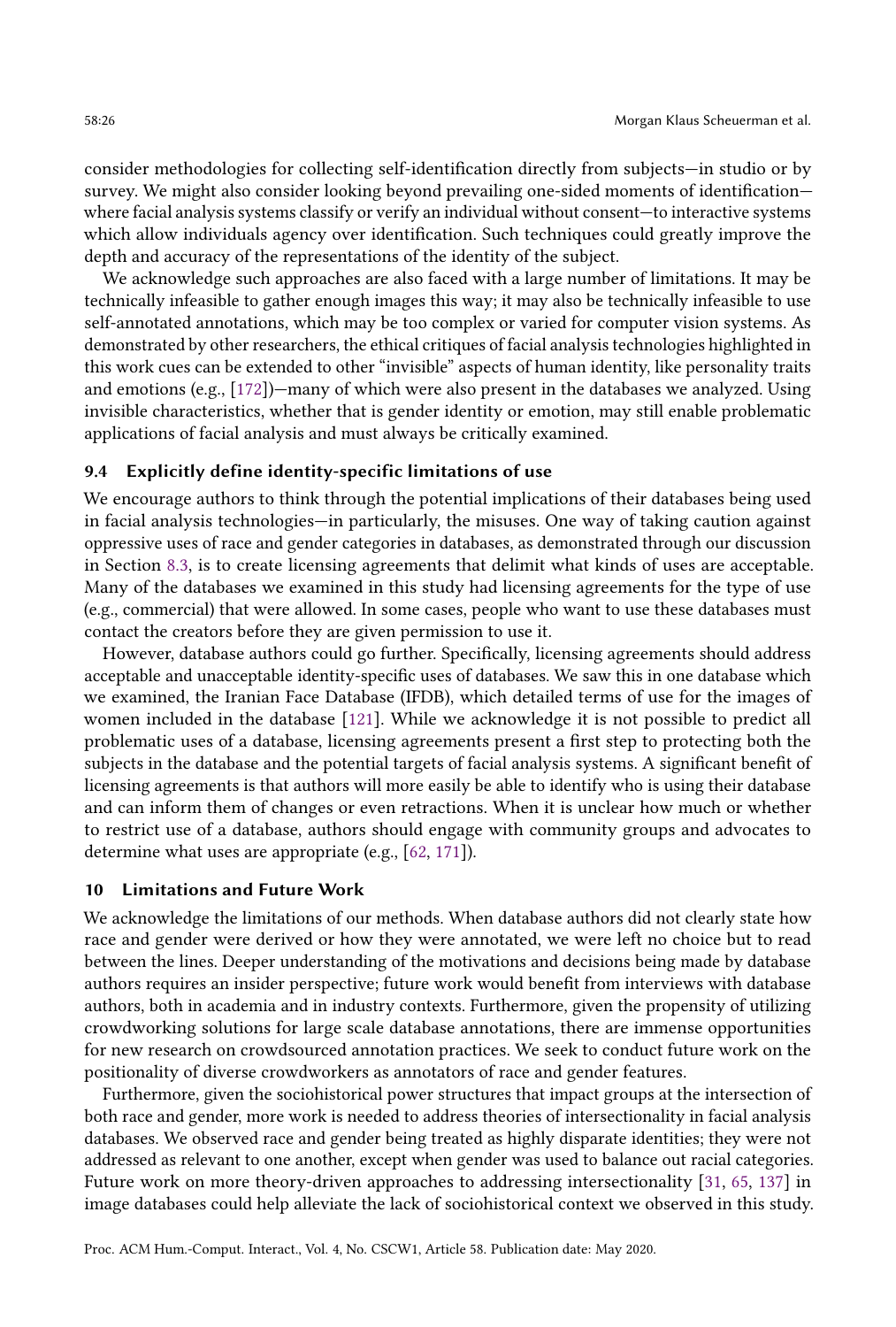consider methodologies for collecting self-identification directly from subjects—in studio or by survey. We might also consider looking beyond prevailing one-sided moments of identification—where facial analysis systems classify or verify an individual without consent—to interactive systems which allow individuals agency over identification. Such techniques could greatly improve the depth and accuracy of the representations of the identity of the subject.

We acknowledge such approaches are also faced with a large number of limitations. It may be technically infeasible to gather enough images this way; it may also be technically infeasible to use self-annotated annotations, which may be too complex or varied for computer vision systems. As demonstrated by other researchers, the ethical critiques of facial analysis technologies highlighted in this work cues can be extended to other "invisible" aspects of human identity, like personality traits and emotions (e.g., [172])—many of which were also present in the databases we analyzed. Using invisible characteristics, whether that is gender identity or emotion, may still enable problematic applications of facial analysis and must always be critically examined.

### 9.4 Explicitly define identity-specific limitations of use

We encourage authors to think through the potential implications of their databases being used in facial analysis technologies—in particularly, the misuses. One way of taking caution against oppressive uses of race and gender categories in databases, as demonstrated through our discussion in Section 8.3, is to create licensing agreements that delimit what kinds of uses are acceptable. Many of the databases we examined in this study had licensing agreements for the type of use (e.g., commercial) that were allowed. In some cases, people who want to use these databases must contact the creators before they are given permission to use it.

However, database authors could go further. Specifically, licensing agreements should address acceptable and unacceptable identity-specific uses of databases. We saw this in one database which we examined, the Iranian Face Database (IFDB), which detailed terms of use for the images of women included in the database [121]. While we acknowledge it is not possible to predict all problematic uses of a database, licensing agreements present a first step to protecting both the subjects in the database and the potential targets of facial analysis systems. A significant benefit of licensing agreements is that authors will more easily be able to identify who is using their database and can inform them of changes or even retractions. When it is unclear how much or whether to restrict use of a database, authors should engage with community groups and advocates to determine what uses are appropriate (e.g., [62, 171]).

## 10 Limitations and Future Work

We acknowledge the limitations of our methods. When database authors did not clearly state how race and gender were derived or how they were annotated, we were left no choice but to read between the lines. Deeper understanding of the motivations and decisions being made by database authors requires an insider perspective; future work would benefit from interviews with database authors, both in academia and in industry contexts. Furthermore, given the propensity of utilizing crowdworking solutions for large scale database annotations, there are immense opportunities for new research on crowdsourced annotation practices. We seek to conduct future work on the positionality of diverse crowdworkers as annotators of race and gender features.

Furthermore, given the sociohistorical power structures that impact groups at the intersection of both race and gender, more work is needed to address theories of intersectionality in facial analysis databases. We observed race and gender being treated as highly disparate identities; they were not addressed as relevant to one another, except when gender was used to balance out racial categories. Future work on more theory-driven approaches to addressing intersectionality [31, 65, 137] in image databases could help alleviate the lack of sociohistorical context we observed in this study.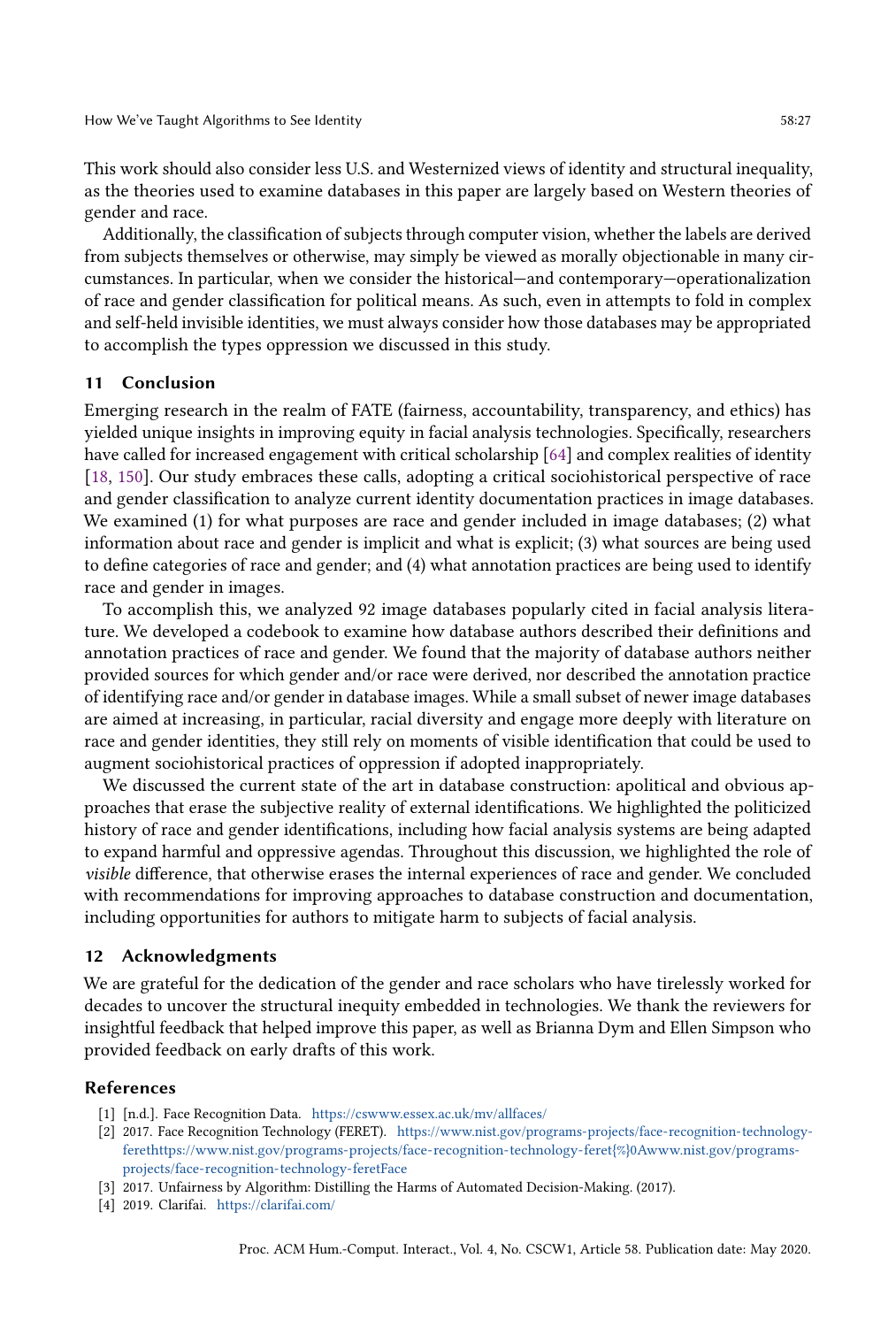This work should also consider less U.S. and Westernized views of identity and structural inequality, as the theories used to examine databases in this paper are largely based on Western theories of gender and race.

Additionally, the classification of subjects through computer vision, whether the labels are derived from subjects themselves or otherwise, may simply be viewed as morally objectionable in many circumstances. In particular, when we consider the historical—and contemporary—operationalization of race and gender classification for political means. As such, even in attempts to fold in complex and self-held invisible identities, we must always consider how those databases may be appropriated to accomplish the types oppression we discussed in this study.

## 11 Conclusion

Emerging research in the realm of FATE (fairness, accountability, transparency, and ethics) has yielded unique insights in improving equity in facial analysis technologies. Specifically, researchers have called for increased engagement with critical scholarship [64] and complex realities of identity [18, 150]. Our study embraces these calls, adopting a critical sociohistorical perspective of race and gender classification to analyze current identity documentation practices in image databases. We examined (1) for what purposes are race and gender included in image databases; (2) what information about race and gender is implicit and what is explicit; (3) what sources are being used to define categories of race and gender; and (4) what annotation practices are being used to identify race and gender in images.

To accomplish this, we analyzed 92 image databases popularly cited in facial analysis literature. We developed a codebook to examine how database authors described their definitions and annotation practices of race and gender. We found that the majority of database authors neither provided sources for which gender and/or race were derived, nor described the annotation practice of identifying race and/or gender in database images. While a small subset of newer image databases are aimed at increasing, in particular, racial diversity and engage more deeply with literature on race and gender identities, they still rely on moments of visible identification that could be used to augment sociohistorical practices of oppression if adopted inappropriately.

We discussed the current state of the art in database construction: apolitical and obvious approaches that erase the subjective reality of external identifications. We highlighted the politicized history of race and gender identifications, including how facial analysis systems are being adapted to expand harmful and oppressive agendas. Throughout this discussion, we highlighted the role of *visible* difference, that otherwise erases the internal experiences of race and gender. We concluded with recommendations for improving approaches to database construction and documentation, including opportunities for authors to mitigate harm to subjects of facial analysis.

## 12 Acknowledgments

We are grateful for the dedication of the gender and race scholars who have tirelessly worked for decades to uncover the structural inequity embedded in technologies. We thank the reviewers for insightful feedback that helped improve this paper, as well as Brianna Dym and Ellen Simpson who provided feedback on early drafts of this work.

## References

[1] [n.d.]. Face Recognition Data. https://cswww.essex.ac.uk/mv/allfaces/

[2] 2017. Face Recognition Technology (FERET). https://www.nist.gov/programs-projects/face-recognition-technology-ferethttps://www.nist.gov/programs-projects/face-recognition-technology-feret{%}0Awww.nist.gov/programs-projects/face-recognition-technology-feretFace

[3] 2017. Unfairness by Algorithm: Distilling the Harms of Automated Decision-Making. (2017).

[4] 2019. Clarifai. https://clarifai.com/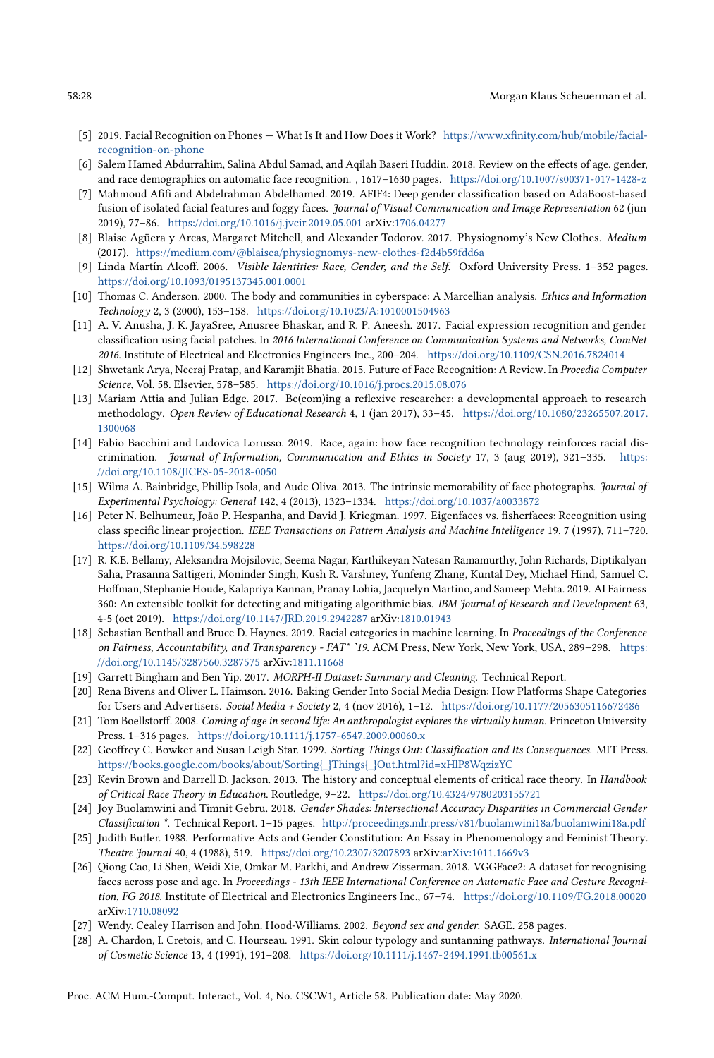[5] 2019. Facial Recognition on Phones — What Is It and How Does it Work? https://www.xfinity.com/hub/mobile/facial-recognition-on-phone

[6] Salem Hamed Abdurrahim, Salina Abdul Samad, and Aqilah Baseri Huddin. 2018. Review on the effects of age, gender, and race demographics on automatic face recognition. , 1617–1630 pages. https://doi.org/10.1007/s00371-017-1428-z

[7] Mahmoud Afifi and Abdelrahman Abdelhamed. 2019. AFIF4: Deep gender classification based on AdaBoost-based fusion of isolated facial features and foggy faces. *Journal of Visual Communication and Image Representation* 62 (jun 2019), 77–86. https://doi.org/10.1016/j.jvcir.2019.05.001 arXiv:1706.04277

[8] Blaise Agüera y Arcas, Margaret Mitchell, and Alexander Todorov. 2017. Physiognomy's New Clothes. *Medium* (2017). https://medium.com/@blaisea/physiognomys-new-clothes-f2d4b59fdd6a

[9] Linda Martín Alcoff. 2006. *Visible Identities: Race, Gender, and the Self.* Oxford University Press. 1–352 pages. https://doi.org/10.1093/0195137345.001.0001

[10] Thomas C. Anderson. 2000. The body and communities in cyberspace: A Marcellian analysis. *Ethics and Information Technology* 2, 3 (2000), 153–158. https://doi.org/10.1023/A:1010001504963

[11] A. V. Anusha, J. K. JayaSree, Anusree Bhaskar, and R. P. Aneesh. 2017. Facial expression recognition and gender classification using facial patches. In *2016 International Conference on Communication Systems and Networks, ComNet 2016*. Institute of Electrical and Electronics Engineers Inc., 200–204. https://doi.org/10.1109/CSN.2016.7824014

[12] Shwetank Arya, Neeraj Pratap, and Karamjit Bhatia. 2015. Future of Face Recognition: A Review. In *Procedia Computer Science*, Vol. 58. Elsevier, 578–585. https://doi.org/10.1016/j.procs.2015.08.076

[13] Mariam Attia and Julian Edge. 2017. Be(com)ing a reflexive researcher: a developmental approach to research methodology. *Open Review of Educational Research* 4, 1 (jan 2017), 33–45. https://doi.org/10.1080/23265507.2017.1300068

[14] Fabio Bacchini and Ludovica Lorusso. 2019. Race, again: how face recognition technology reinforces racial discrimination. *Journal of Information, Communication and Ethics in Society* 17, 3 (aug 2019), 321–335. https://doi.org/10.1108/JICES-05-2018-0050

[15] Wilma A. Bainbridge, Phillip Isola, and Aude Oliva. 2013. The intrinsic memorability of face photographs. *Journal of Experimental Psychology: General* 142, 4 (2013), 1323–1334. https://doi.org/10.1037/a0033872

[16] Peter N. Belhumeur, João P. Hespanha, and David J. Kriegman. 1997. Eigenfaces vs. fisherfaces: Recognition using class specific linear projection. *IEEE Transactions on Pattern Analysis and Machine Intelligence* 19, 7 (1997), 711–720. https://doi.org/10.1109/34.598228

[17] R. K.E. Bellamy, Aleksandra Mojsilovic, Seema Nagar, Karthikeyan Natesan Ramamurthy, John Richards, Diptikalyan Saha, Prasanna Sattigeri, Moninder Singh, Kush R. Varshney, Yunfeng Zhang, Kuntal Dey, Michael Hind, Samuel C. Hoffman, Stephanie Houde, Kalapriya Kannan, Pranay Lohia, Jacquelyn Martino, and Sameep Mehta. 2019. AI Fairness 360: An extensible toolkit for detecting and mitigating algorithmic bias. *IBM Journal of Research and Development* 63, 4-5 (oct 2019). https://doi.org/10.1147/JRD.2019.2942287 arXiv:1810.01943

[18] Sebastian Benthall and Bruce D. Haynes. 2019. Racial categories in machine learning. In *Proceedings of the Conference on Fairness, Accountability, and Transparency - FAT* '19*. ACM Press, New York, New York, USA, 289–298. https://doi.org/10.1145/3287560.3287575 arXiv:1811.11668

[19] Garrett Bingham and Ben Yip. 2017. *MORPH-II Dataset: Summary and Cleaning.* Technical Report.

[20] Rena Bivens and Oliver L. Haimson. 2016. Baking Gender Into Social Media Design: How Platforms Shape Categories for Users and Advertisers. *Social Media + Society* 2, 4 (nov 2016), 1–12. https://doi.org/10.1177/2056305116672486

[21] Tom Boellstorff. 2008. *Coming of age in second life: An anthropologist explores the virtually human.* Princeton University Press. 1–316 pages. https://doi.org/10.1111/j.1757-6547.2009.00060.x

[22] Geoffrey C. Bowker and Susan Leigh Star. 1999. *Sorting Things Out: Classification and Its Consequences.* MIT Press. https://books.google.com/books/about/Sorting{_}Things{_}Out.html?id=xHlP8WqzizYC

[23] Kevin Brown and Darrell D. Jackson. 2013. The history and conceptual elements of critical race theory. In *Handbook of Critical Race Theory in Education.* Routledge, 9–22. https://doi.org/10.4324/9780203155721

[24] Joy Buolamwini and Timnit Gebru. 2018. *Gender Shades: Intersectional Accuracy Disparities in Commercial Gender Classification \*.* Technical Report. 1–15 pages. http://proceedings.mlr.press/v81/buolamwini18a/buolamwini18a.pdf

[25] Judith Butler. 1988. Performative Acts and Gender Constitution: An Essay in Phenomenology and Feminist Theory. *Theatre Journal* 40, 4 (1988), 519. https://doi.org/10.2307/3207893 arXiv:arXiv:1011.1669v3

[26] Qiong Cao, Li Shen, Weidi Xie, Omkar M. Parkhi, and Andrew Zisserman. 2018. VGGFace2: A dataset for recognising faces across pose and age. In *Proceedings - 13th IEEE International Conference on Automatic Face and Gesture Recognition, FG 2018.* Institute of Electrical and Electronics Engineers Inc., 67–74. https://doi.org/10.1109/FG.2018.00020 arXiv:1710.08092

[27] Wendy. Cealey Harrison and John. Hood-Williams. 2002. *Beyond sex and gender.* SAGE. 258 pages.

[28] A. Chardon, I. Cretois, and C. Hourseau. 1991. Skin colour typology and suntanning pathways. *International Journal of Cosmetic Science* 13, 4 (1991), 191–208. https://doi.org/10.1111/j.1467-2494.1991.tb00561.x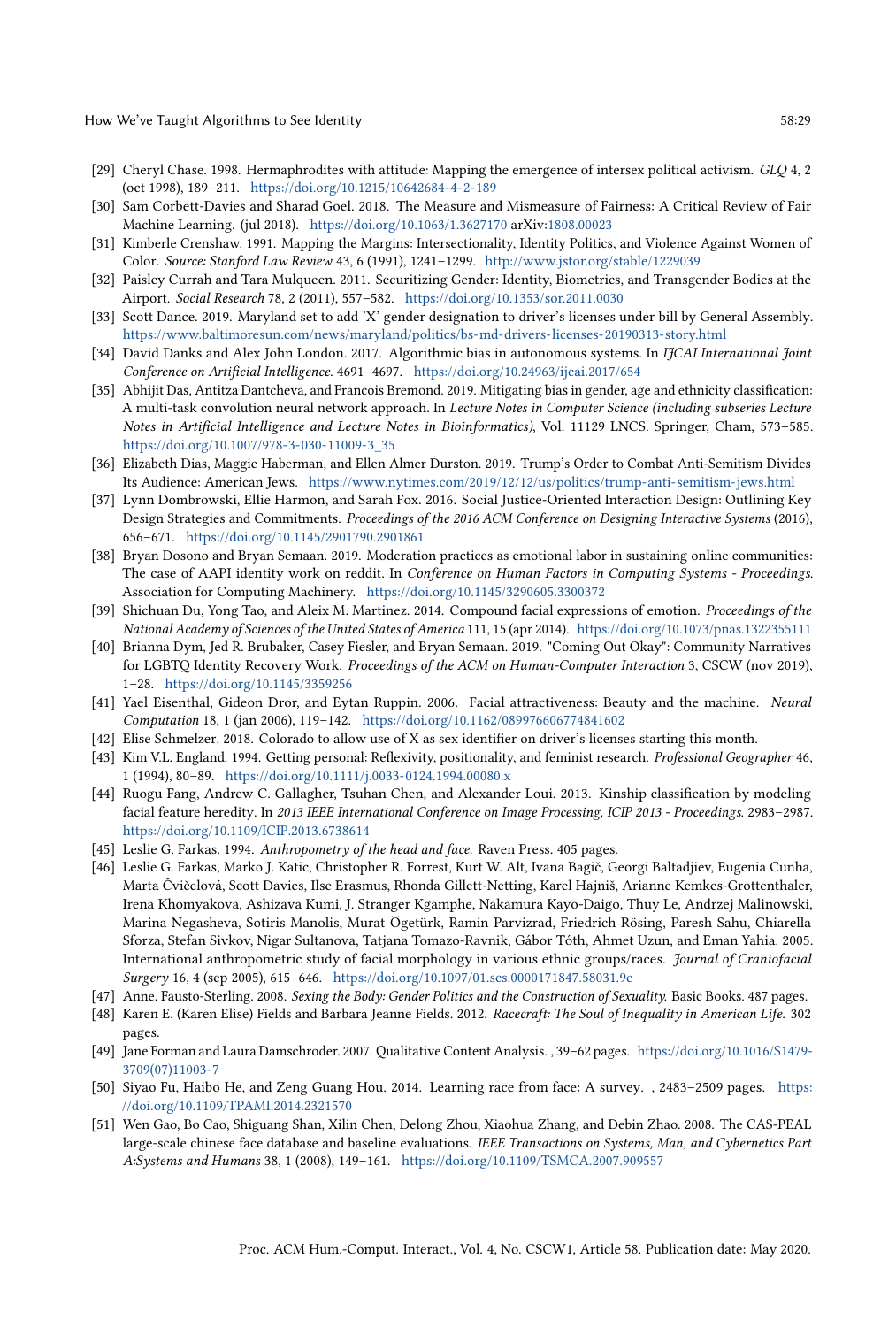[29] Cheryl Chase. 1998. Hermaphrodites with attitude: Mapping the emergence of intersex political activism. *GLQ* 4, 2 (oct 1998), 189–211. https://doi.org/10.1215/10642684-4-2-189

[30] Sam Corbett-Davies and Sharad Goel. 2018. The Measure and Mismeasure of Fairness: A Critical Review of Fair Machine Learning. (jul 2018). https://doi.org/10.1063/1.3627170 arXiv:1808.00023

[31] Kimberle Crenshaw. 1991. Mapping the Margins: Intersectionality, Identity Politics, and Violence Against Women of Color. *Source: Stanford Law Review* 43, 6 (1991), 1241–1299. http://www.jstor.org/stable/1229039

[32] Paisley Currah and Tara Mulqueen. 2011. Securitizing Gender: Identity, Biometrics, and Transgender Bodies at the Airport. *Social Research* 78, 2 (2011), 557–582. https://doi.org/10.1353/sor.2011.0030

[33] Scott Dance. 2019. Maryland set to add 'X' gender designation to driver's licenses under bill by General Assembly. https://www.baltimoresun.com/news/maryland/politics/bs-md-drivers-licenses-20190313-story.html

[34] David Danks and Alex John London. 2017. Algorithmic bias in autonomous systems. In *IJCAI International Joint Conference on Artificial Intelligence*. 4691–4697. https://doi.org/10.24963/ijcai.2017/654

[35] Abhijit Das, Antitza Dantcheva, and Francois Bremond. 2019. Mitigating bias in gender, age and ethnicity classification: A multi-task convolution neural network approach. In *Lecture Notes in Computer Science (including subseries Lecture Notes in Artificial Intelligence and Lecture Notes in Bioinformatics)*, Vol. 11129 LNCS. Springer, Cham, 573–585. https://doi.org/10.1007/978-3-030-11009-3_35

[36] Elizabeth Dias, Maggie Haberman, and Ellen Almer Durston. 2019. Trump's Order to Combat Anti-Semitism Divides Its Audience: American Jews. https://www.nytimes.com/2019/12/12/us/politics/trump-anti-semitism-jews.html

[37] Lynn Dombrowski, Ellie Harmon, and Sarah Fox. 2016. Social Justice-Oriented Interaction Design: Outlining Key Design Strategies and Commitments. *Proceedings of the 2016 ACM Conference on Designing Interactive Systems* (2016), 656–671. https://doi.org/10.1145/2901790.2901861

[38] Bryan Dosono and Bryan Semaan. 2019. Moderation practices as emotional labor in sustaining online communities: The case of AAPI identity work on reddit. In *Conference on Human Factors in Computing Systems - Proceedings*. Association for Computing Machinery. https://doi.org/10.1145/3290605.3300372

[39] Shichuan Du, Yong Tao, and Aleix M. Martinez. 2014. Compound facial expressions of emotion. *Proceedings of the National Academy of Sciences of the United States of America* 111, 15 (apr 2014). https://doi.org/10.1073/pnas.1322355111

[40] Brianna Dym, Jed R. Brubaker, Casey Fiesler, and Bryan Semaan. 2019. "Coming Out Okay": Community Narratives for LGBTQ Identity Recovery Work. *Proceedings of the ACM on Human-Computer Interaction* 3, CSCW (nov 2019), 1–28. https://doi.org/10.1145/3359256

[41] Yael Eisenthal, Gideon Dror, and Eytan Ruppin. 2006. Facial attractiveness: Beauty and the machine. *Neural Computation* 18, 1 (jan 2006), 119–142. https://doi.org/10.1162/089976606774841602

[42] Elise Schmelzer. 2018. Colorado to allow use of X as sex identifier on driver's licenses starting this month.

[43] Kim V.L. England. 1994. Getting personal: Reflexivity, positionality, and feminist research. *Professional Geographer* 46, 1 (1994), 80–89. https://doi.org/10.1111/j.0033-0124.1994.00080.x

[44] Ruogu Fang, Andrew C. Gallagher, Tsuhan Chen, and Alexander Loui. 2013. Kinship classification by modeling facial feature heredity. In *2013 IEEE International Conference on Image Processing, ICIP 2013 - Proceedings*. 2983–2987. https://doi.org/10.1109/ICIP.2013.6738614

[45] Leslie G. Farkas. 1994. *Anthropometry of the head and face.* Raven Press. 405 pages.

[46] Leslie G. Farkas, Marko J. Katic, Christopher R. Forrest, Kurt W. Alt, Ivana Bagič, Georgi Baltadjiev, Eugenia Cunha, Marta Čvičelová, Scott Davies, Ilse Erasmus, Rhonda Gillett-Netting, Karel Hajniš, Arianne Kemkes-Grottenthaler, Irena Khomyakova, Ashizava Kumi, J. Stranger Kgamphe, Nakamura Kayo-Daigo, Thuy Le, Andrzej Malinowski, Marina Negasheva, Sotiris Manolis, Murat Ögetürk, Ramin Parvizrad, Friedrich Rösing, Paresh Sahu, Chiarella Sforza, Stefan Sivkov, Nigar Sultanova, Tatjana Tomazo-Ravnik, Gábor Tóth, Ahmet Uzun, and Eman Yahia. 2005. International anthropometric study of facial morphology in various ethnic groups/races. *Journal of Craniofacial Surgery* 16, 4 (sep 2005), 615–646. https://doi.org/10.1097/01.scs.0000171847.58031.9e

[47] Anne. Fausto-Sterling. 2008. *Sexing the Body: Gender Politics and the Construction of Sexuality.* Basic Books. 487 pages.

[48] Karen E. (Karen Elise) Fields and Barbara Jeanne Fields. 2012. *Racecraft: The Soul of Inequality in American Life.* 302 pages.

[49] Jane Forman and Laura Damschroder. 2007. Qualitative Content Analysis. , 39–62 pages. https://doi.org/10.1016/S1479-3709(07)11003-7

[50] Siyao Fu, Haibo He, and Zeng Guang Hou. 2014. Learning race from face: A survey. , 2483–2509 pages. https://doi.org/10.1109/TPAMI.2014.2321570

[51] Wen Gao, Bo Cao, Shiguang Shan, Xilin Chen, Delong Zhou, Xiaohua Zhang, and Debin Zhao. 2008. The CAS-PEAL large-scale chinese face database and baseline evaluations. *IEEE Transactions on Systems, Man, and Cybernetics Part A:Systems and Humans* 38, 1 (2008), 149–161. https://doi.org/10.1109/TSMCA.2007.909557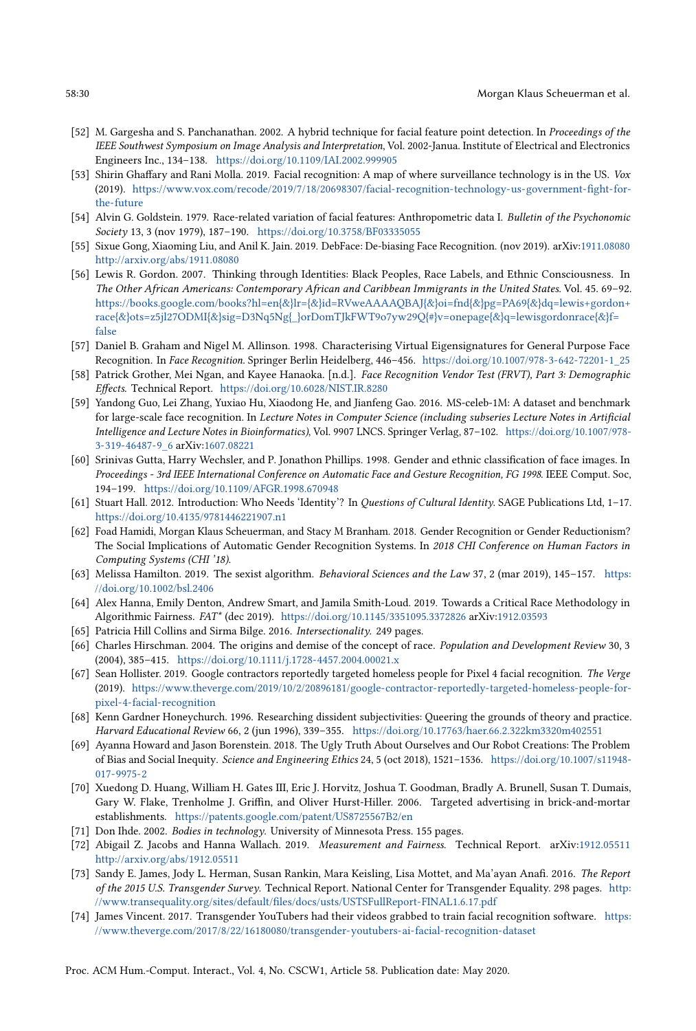[52] M. Gargesha and S. Panchanathan. 2002. A hybrid technique for facial feature point detection. In *Proceedings of the IEEE Southwest Symposium on Image Analysis and Interpretation*, Vol. 2002-Janua. Institute of Electrical and Electronics Engineers Inc., 134–138. https://doi.org/10.1109/IAI.2002.999905

[53] Shirin Ghaffary and Rani Molla. 2019. Facial recognition: A map of where surveillance technology is in the US. *Vox* (2019). https://www.vox.com/recode/2019/7/18/20698307/facial-recognition-technology-us-government-fight-for-the-future

[54] Alvin G. Goldstein. 1979. Race-related variation of facial features: Anthropometric data I. *Bulletin of the Psychonomic Society* 13, 3 (nov 1979), 187–190. https://doi.org/10.3758/BF03335055

[55] Sixue Gong, Xiaoming Liu, and Anil K. Jain. 2019. DebFace: De-biasing Face Recognition. (nov 2019). arXiv:1911.08080 http://arxiv.org/abs/1911.08080

[56] Lewis R. Gordon. 2007. Thinking through Identities: Black Peoples, Race Labels, and Ethnic Consciousness. In *The Other African Americans: Contemporary African and Caribbean Immigrants in the United States*. Vol. 45. 69–92. https://books.google.com/books?hl=en{&}lr={&}id=RVweAAAAQBAJ{&}oi=fnd{&}pg=PA69{&}dq=lewis+gordon+race{&}ots=z5jl27ODMI{&}sig=D3Nq5Ng{_}orDomTJkFWT9o7yw29Q{#}v=onepage{&}q=lewisgordonrace{&}f=false

[57] Daniel B. Graham and Nigel M. Allinson. 1998. Characterising Virtual Eigensignatures for General Purpose Face Recognition. In *Face Recognition*. Springer Berlin Heidelberg, 446–456. https://doi.org/10.1007/978-3-642-72201-1_25

[58] Patrick Grother, Mei Ngan, and Kayee Hanaoka. [n.d.]. *Face Recognition Vendor Test (FRVT), Part 3: Demographic Effects*. Technical Report. https://doi.org/10.6028/NIST.IR.8280

[59] Yandong Guo, Lei Zhang, Yuxiao Hu, Xiaodong He, and Jianfeng Gao. 2016. MS-celeb-1M: A dataset and benchmark for large-scale face recognition. In *Lecture Notes in Computer Science (including subseries Lecture Notes in Artificial Intelligence and Lecture Notes in Bioinformatics)*, Vol. 9907 LNCS. Springer Verlag, 87–102. https://doi.org/10.1007/978-3-319-46487-9_6 arXiv:1607.08221

[60] Srinivas Gutta, Harry Wechsler, and P. Jonathon Phillips. 1998. Gender and ethnic classification of face images. In *Proceedings - 3rd IEEE International Conference on Automatic Face and Gesture Recognition, FG 1998*. IEEE Comput. Soc, 194–199. https://doi.org/10.1109/AFGR.1998.670948

[61] Stuart Hall. 2012. Introduction: Who Needs 'Identity'? In *Questions of Cultural Identity*. SAGE Publications Ltd, 1–17. https://doi.org/10.4135/9781446221907.n1

[62] Foad Hamidi, Morgan Klaus Scheuerman, and Stacy M Branham. 2018. Gender Recognition or Gender Reductionism? The Social Implications of Automatic Gender Recognition Systems. In *2018 CHI Conference on Human Factors in Computing Systems (CHI '18)*.

[63] Melissa Hamilton. 2019. The sexist algorithm. *Behavioral Sciences and the Law* 37, 2 (mar 2019), 145–157. https://doi.org/10.1002/bsl.2406

[64] Alex Hanna, Emily Denton, Andrew Smart, and Jamila Smith-Loud. 2019. Towards a Critical Race Methodology in Algorithmic Fairness. *FAT\** (dec 2019). https://doi.org/10.1145/3351095.3372826 arXiv:1912.03593

[65] Patricia Hill Collins and Sirma Bilge. 2016. *Intersectionality*. 249 pages.

[66] Charles Hirschman. 2004. The origins and demise of the concept of race. *Population and Development Review* 30, 3 (2004), 385–415. https://doi.org/10.1111/j.1728-4457.2004.00021.x

[67] Sean Hollister. 2019. Google contractors reportedly targeted homeless people for Pixel 4 facial recognition. *The Verge* (2019). https://www.theverge.com/2019/10/2/20896181/google-contractor-reportedly-targeted-homeless-people-for-pixel-4-facial-recognition

[68] Kenn Gardner Honeychurch. 1996. Researching dissident subjectivities: Queering the grounds of theory and practice. *Harvard Educational Review* 66, 2 (jun 1996), 339–355. https://doi.org/10.17763/haer.66.2.322km3320m402551

[69] Ayanna Howard and Jason Borenstein. 2018. The Ugly Truth About Ourselves and Our Robot Creations: The Problem of Bias and Social Inequity. *Science and Engineering Ethics* 24, 5 (oct 2018), 1521–1536. https://doi.org/10.1007/s11948-017-9975-2

[70] Xuedong D. Huang, William H. Gates III, Eric J. Horvitz, Joshua T. Goodman, Bradly A. Brunell, Susan T. Dumais, Gary W. Flake, Trenholme J. Griffin, and Oliver Hurst-Hiller. 2006. Targeted advertising in brick-and-mortar establishments. https://patents.google.com/patent/US8725567B2/en

[71] Don Ihde. 2002. *Bodies in technology*. University of Minnesota Press. 155 pages.

[72] Abigail Z. Jacobs and Hanna Wallach. 2019. *Measurement and Fairness*. Technical Report. arXiv:1912.05511 http://arxiv.org/abs/1912.05511

[73] Sandy E. James, Jody L. Herman, Susan Rankin, Mara Keisling, Lisa Mottet, and Ma'ayan Anafi. 2016. *The Report of the 2015 U.S. Transgender Survey*. Technical Report. National Center for Transgender Equality. 298 pages. http://www.transequality.org/sites/default/files/docs/usts/USTSFullReport-FINAL1.6.17.pdf

[74] James Vincent. 2017. Transgender YouTubers had their videos grabbed to train facial recognition software. https://www.theverge.com/2017/8/22/16180080/transgender-youtubers-ai-facial-recognition-dataset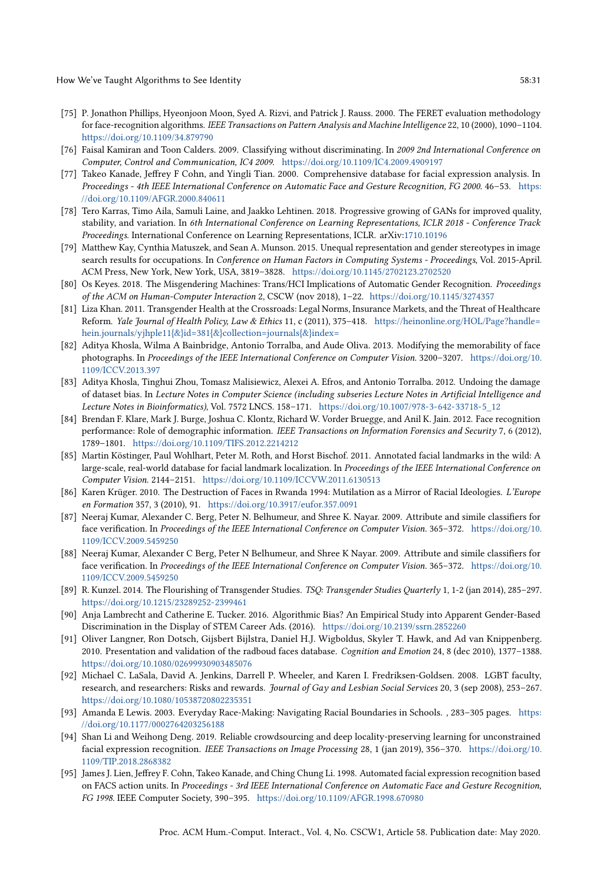[75] P. Jonathon Phillips, Hyeonjoon Moon, Syed A. Rizvi, and Patrick J. Rauss. 2000. The FERET evaluation methodology for face-recognition algorithms. *IEEE Transactions on Pattern Analysis and Machine Intelligence* 22, 10 (2000), 1090–1104. https://doi.org/10.1109/34.879790

[76] Faisal Kamiran and Toon Calders. 2009. Classifying without discriminating. In *2009 2nd International Conference on Computer, Control and Communication, IC4 2009*. https://doi.org/10.1109/IC4.2009.4909197

[77] Takeo Kanade, Jeffrey F Cohn, and Yingli Tian. 2000. Comprehensive database for facial expression analysis. In *Proceedings - 4th IEEE International Conference on Automatic Face and Gesture Recognition, FG 2000*. 46–53. https://doi.org/10.1109/AFGR.2000.840611

[78] Tero Karras, Timo Aila, Samuli Laine, and Jaakko Lehtinen. 2018. Progressive growing of GANs for improved quality, stability, and variation. In *6th International Conference on Learning Representations, ICLR 2018 - Conference Track Proceedings*. International Conference on Learning Representations, ICLR. arXiv:1710.10196

[79] Matthew Kay, Cynthia Matuszek, and Sean A. Munson. 2015. Unequal representation and gender stereotypes in image search results for occupations. In *Conference on Human Factors in Computing Systems - Proceedings*, Vol. 2015-April. ACM Press, New York, New York, USA, 3819–3828. https://doi.org/10.1145/2702123.2702520

[80] Os Keyes. 2018. The Misgendering Machines: Trans/HCI Implications of Automatic Gender Recognition. *Proceedings of the ACM on Human-Computer Interaction* 2, CSCW (nov 2018), 1–22. https://doi.org/10.1145/3274357

[81] Liza Khan. 2011. Transgender Health at the Crossroads: Legal Norms, Insurance Markets, and the Threat of Healthcare Reform. *Yale Journal of Health Policy, Law & Ethics* 11, c (2011), 375–418. https://heinonline.org/HOL/Page?handle=hein.journals/yjhple11{&}id=381{&}collection=journals{&}index=

[82] Aditya Khosla, Wilma A Bainbridge, Antonio Torralba, and Aude Oliva. 2013. Modifying the memorability of face photographs. In *Proceedings of the IEEE International Conference on Computer Vision*. 3200–3207. https://doi.org/10.1109/ICCV.2013.397

[83] Aditya Khosla, Tinghui Zhou, Tomasz Malisiewicz, Alexei A. Efros, and Antonio Torralba. 2012. Undoing the damage of dataset bias. In *Lecture Notes in Computer Science (including subseries Lecture Notes in Artificial Intelligence and Lecture Notes in Bioinformatics)*, Vol. 7572 LNCS. 158–171. https://doi.org/10.1007/978-3-642-33718-5_12

[84] Brendan F. Klare, Mark J. Burge, Joshua C. Klontz, Richard W. Vorder Bruegge, and Anil K. Jain. 2012. Face recognition performance: Role of demographic information. *IEEE Transactions on Information Forensics and Security* 7, 6 (2012), 1789–1801. https://doi.org/10.1109/TIFS.2012.2214212

[85] Martin Köstinger, Paul Wohlhart, Peter M. Roth, and Horst Bischof. 2011. Annotated facial landmarks in the wild: A large-scale, real-world database for facial landmark localization. In *Proceedings of the IEEE International Conference on Computer Vision*. 2144–2151. https://doi.org/10.1109/ICCVW.2011.6130513

[86] Karen Krüger. 2010. The Destruction of Faces in Rwanda 1994: Mutilation as a Mirror of Racial Ideologies. *L'Europe en Formation* 357, 3 (2010), 91. https://doi.org/10.3917/eufor.357.0091

[87] Neeraj Kumar, Alexander C. Berg, Peter N. Belhumeur, and Shree K. Nayar. 2009. Attribute and simile classifiers for face verification. In *Proceedings of the IEEE International Conference on Computer Vision*. 365–372. https://doi.org/10.1109/ICCV.2009.5459250

[88] Neeraj Kumar, Alexander C Berg, Peter N Belhumeur, and Shree K Nayar. 2009. Attribute and simile classifiers for face verification. In *Proceedings of the IEEE International Conference on Computer Vision*. 365–372. https://doi.org/10.1109/ICCV.2009.5459250

[89] R. Kunzel. 2014. The Flourishing of Transgender Studies. *TSQ: Transgender Studies Quarterly* 1, 1-2 (jan 2014), 285–297. https://doi.org/10.1215/23289252-2399461

[90] Anja Lambrecht and Catherine E. Tucker. 2016. Algorithmic Bias? An Empirical Study into Apparent Gender-Based Discrimination in the Display of STEM Career Ads. (2016). https://doi.org/10.2139/ssrn.2852260

[91] Oliver Langner, Ron Dotsch, Gijsbert Bijlstra, Daniel H.J. Wigboldus, Skyler T. Hawk, and Ad van Knippenberg. 2010. Presentation and validation of the radboud faces database. *Cognition and Emotion* 24, 8 (dec 2010), 1377–1388. https://doi.org/10.1080/02699930903485076

[92] Michael C. LaSala, David A. Jenkins, Darrell P. Wheeler, and Karen I. Fredriksen-Goldsen. 2008. LGBT faculty, research, and researchers: Risks and rewards. *Journal of Gay and Lesbian Social Services* 20, 3 (sep 2008), 253–267. https://doi.org/10.1080/10538720802235351

[93] Amanda E Lewis. 2003. Everyday Race-Making: Navigating Racial Boundaries in Schools. , 283–305 pages. https://doi.org/10.1177/0002764203256188

[94] Shan Li and Weihong Deng. 2019. Reliable crowdsourcing and deep locality-preserving learning for unconstrained facial expression recognition. *IEEE Transactions on Image Processing* 28, 1 (jan 2019), 356–370. https://doi.org/10.1109/TIP.2018.2868382

[95] James J. Lien, Jeffrey F. Cohn, Takeo Kanade, and Ching Chung Li. 1998. Automated facial expression recognition based on FACS action units. In *Proceedings - 3rd IEEE International Conference on Automatic Face and Gesture Recognition, FG 1998*. IEEE Computer Society, 390–395. https://doi.org/10.1109/AFGR.1998.670980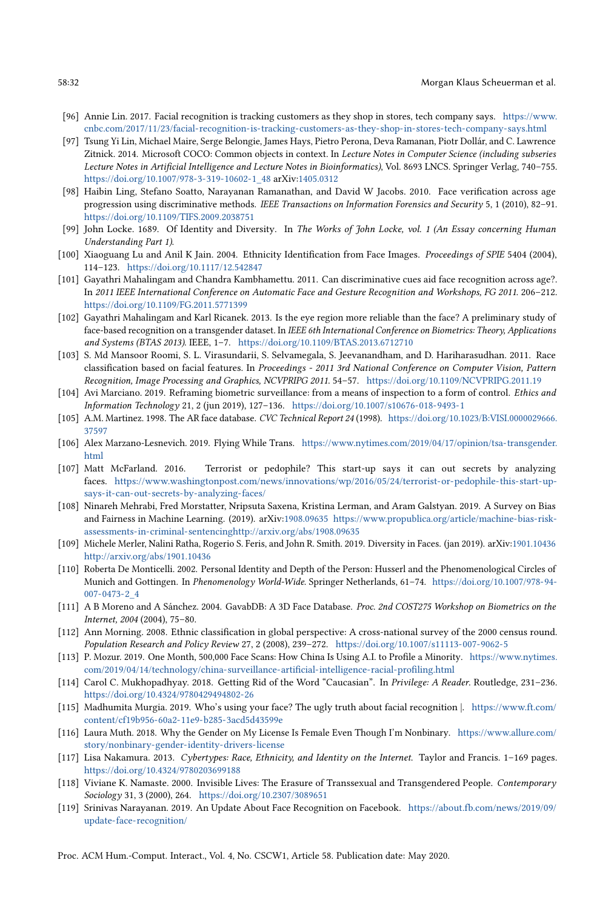[96] Annie Lin. 2017. Facial recognition is tracking customers as they shop in stores, tech company says. https://www.cnbc.com/2017/11/23/facial-recognition-is-tracking-customers-as-they-shop-in-stores-tech-company-says.html

[97] Tsung Yi Lin, Michael Maire, Serge Belongie, James Hays, Pietro Perona, Deva Ramanan, Piotr Dollár, and C. Lawrence Zitnick. 2014. Microsoft COCO: Common objects in context. In *Lecture Notes in Computer Science (including subseries Lecture Notes in Artificial Intelligence and Lecture Notes in Bioinformatics)*, Vol. 8693 LNCS. Springer Verlag, 740–755. https://doi.org/10.1007/978-3-319-10602-1_48 arXiv:1405.0312

[98] Haibin Ling, Stefano Soatto, Narayanan Ramanathan, and David W Jacobs. 2010. Face verification across age progression using discriminative methods. *IEEE Transactions on Information Forensics and Security* 5, 1 (2010), 82–91. https://doi.org/10.1109/TIFS.2009.2038751

[99] John Locke. 1689. Of Identity and Diversity. In *The Works of John Locke, vol. 1 (An Essay concerning Human Understanding Part 1)*.

[100] Xiaoguang Lu and Anil K Jain. 2004. Ethnicity Identification from Face Images. *Proceedings of SPIE* 5404 (2004), 114–123. https://doi.org/10.1117/12.542847

[101] Gayathri Mahalingam and Chandra Kambhamettu. 2011. Can discriminative cues aid face recognition across age?. In *2011 IEEE International Conference on Automatic Face and Gesture Recognition and Workshops, FG 2011*. 206–212. https://doi.org/10.1109/FG.2011.5771399

[102] Gayathri Mahalingam and Karl Ricanek. 2013. Is the eye region more reliable than the face? A preliminary study of face-based recognition on a transgender dataset. In *IEEE 6th International Conference on Biometrics: Theory, Applications and Systems (BTAS 2013)*. IEEE, 1–7. https://doi.org/10.1109/BTAS.2013.6712710

[103] S. Md Mansoor Roomi, S. L. Virasundarii, S. Selvamegala, S. Jeevanandham, and D. Hariharasudhan. 2011. Race classification based on facial features. In *Proceedings - 2011 3rd National Conference on Computer Vision, Pattern Recognition, Image Processing and Graphics, NCVPRIPG 2011*. 54–57. https://doi.org/10.1109/NCVPRIPG.2011.19

[104] Avi Marciano. 2019. Reframing biometric surveillance: from a means of inspection to a form of control. *Ethics and Information Technology* 21, 2 (jun 2019), 127–136. https://doi.org/10.1007/s10676-018-9493-1

[105] A.M. Martinez. 1998. The AR face database. *CVC Technical Report 24* (1998). https://doi.org/10.1023/B:VISI.0000029666.37597

[106] Alex Marzano-Lesnevich. 2019. Flying While Trans. https://www.nytimes.com/2019/04/17/opinion/tsa-transgender.html

[107] Matt McFarland. 2016. Terrorist or pedophile? This start-up says it can out secrets by analyzing faces. https://www.washingtonpost.com/news/innovations/wp/2016/05/24/terrorist-or-pedophile-this-start-up-says-it-can-out-secrets-by-analyzing-faces/

[108] Ninareh Mehrabi, Fred Morstatter, Nripsuta Saxena, Kristina Lerman, and Aram Galstyan. 2019. A Survey on Bias and Fairness in Machine Learning. (2019). arXiv:1908.09635 https://www.propublica.org/article/machine-bias-risk-assessments-in-criminal-sentencinghttp://arxiv.org/abs/1908.09635

[109] Michele Merler, Nalini Ratha, Rogerio S. Feris, and John R. Smith. 2019. Diversity in Faces. (jan 2019). arXiv:1901.10436 http://arxiv.org/abs/1901.10436

[110] Roberta De Monticelli. 2002. Personal Identity and Depth of the Person: Husserl and the Phenomenological Circles of Munich and Gottingen. In *Phenomenology World-Wide*. Springer Netherlands, 61–74. https://doi.org/10.1007/978-94-007-0473-2_4

[111] A B Moreno and A Sánchez. 2004. GavabDB: A 3D Face Database. *Proc. 2nd COST275 Workshop on Biometrics on the Internet, 2004* (2004), 75–80.

[112] Ann Morning. 2008. Ethnic classification in global perspective: A cross-national survey of the 2000 census round. *Population Research and Policy Review* 27, 2 (2008), 239–272. https://doi.org/10.1007/s11113-007-9062-5

[113] P. Mozur. 2019. One Month, 500,000 Face Scans: How China Is Using A.I. to Profile a Minority. https://www.nytimes.com/2019/04/14/technology/china-surveillance-artificial-intelligence-racial-profiling.html

[114] Carol C. Mukhopadhyay. 2018. Getting Rid of the Word "Caucasian". In *Privilege: A Reader*. Routledge, 231–236. https://doi.org/10.4324/9780429494802-26

[115] Madhumita Murgia. 2019. Who's using your face? The ugly truth about facial recognition |. https://www.ft.com/content/cf19b956-60a2-11e9-b285-3acd5d43599e

[116] Laura Muth. 2018. Why the Gender on My License Is Female Even Though I'm Nonbinary. https://www.allure.com/story/nonbinary-gender-identity-drivers-license

[117] Lisa Nakamura. 2013. *Cybertypes: Race, Ethnicity, and Identity on the Internet.* Taylor and Francis. 1–169 pages. https://doi.org/10.4324/9780203699188

[118] Viviane K. Namaste. 2000. Invisible Lives: The Erasure of Transsexual and Transgendered People. *Contemporary Sociology* 31, 3 (2000), 264. https://doi.org/10.2307/3089651

[119] Srinivas Narayanan. 2019. An Update About Face Recognition on Facebook. https://about.fb.com/news/2019/09/update-face-recognition/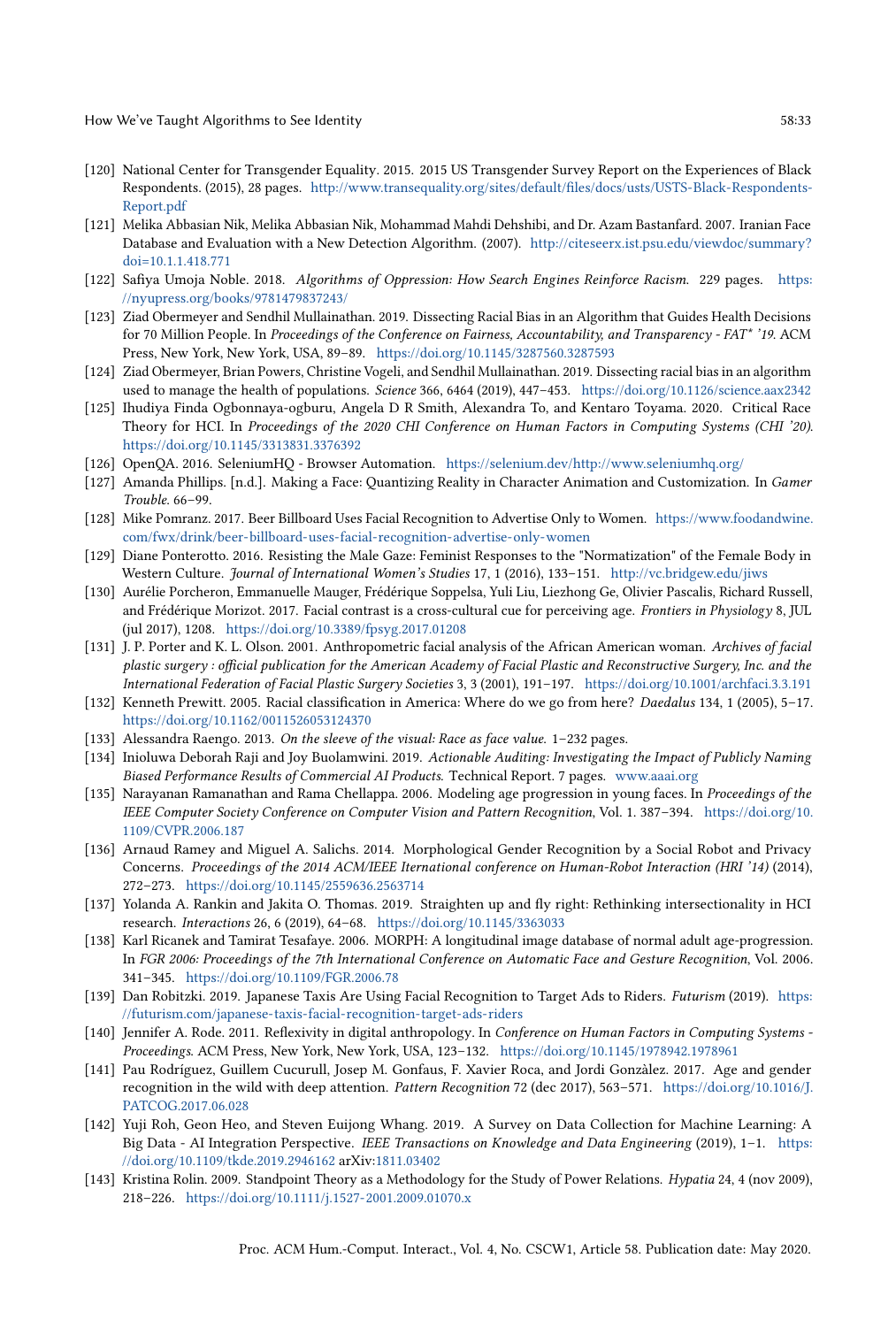[120] National Center for Transgender Equality. 2015. 2015 US Transgender Survey Report on the Experiences of Black Respondents. (2015), 28 pages. http://www.transequality.org/sites/default/files/docs/usts/USTS-Black-Respondents-Report.pdf

[121] Melika Abbasian Nik, Melika Abbasian Nik, Mohammad Mahdi Dehshibi, and Dr. Azam Bastanfard. 2007. Iranian Face Database and Evaluation with a New Detection Algorithm. (2007). http://citeseerx.ist.psu.edu/viewdoc/summary?doi=10.1.1.418.771

[122] Safiya Umoja Noble. 2018. *Algorithms of Oppression: How Search Engines Reinforce Racism.* 229 pages. https://nyupress.org/books/9781479837243/

[123] Ziad Obermeyer and Sendhil Mullainathan. 2019. Dissecting Racial Bias in an Algorithm that Guides Health Decisions for 70 Million People. In *Proceedings of the Conference on Fairness, Accountability, and Transparency - FAT* '19.* ACM Press, New York, New York, USA, 89–89. https://doi.org/10.1145/3287560.3287593

[124] Ziad Obermeyer, Brian Powers, Christine Vogeli, and Sendhil Mullainathan. 2019. Dissecting racial bias in an algorithm used to manage the health of populations. *Science* 366, 6464 (2019), 447–453. https://doi.org/10.1126/science.aax2342

[125] Ihudiya Finda Ogbonnaya-ogburu, Angela D R Smith, Alexandra To, and Kentaro Toyama. 2020. Critical Race Theory for HCI. In *Proceedings of the 2020 CHI Conference on Human Factors in Computing Systems (CHI '20).* https://doi.org/10.1145/3313831.3376392

[126] OpenQA. 2016. SeleniumHQ - Browser Automation. https://selenium.dev/http://www.seleniumhq.org/

[127] Amanda Phillips. [n.d.]. Making a Face: Quantizing Reality in Character Animation and Customization. In *Gamer Trouble.* 66–99.

[128] Mike Pomranz. 2017. Beer Billboard Uses Facial Recognition to Advertise Only to Women. https://www.foodandwine.com/fwx/drink/beer-billboard-uses-facial-recognition-advertise-only-women

[129] Diane Ponterotto. 2016. Resisting the Male Gaze: Feminist Responses to the "Normatization" of the Female Body in Western Culture. *Journal of International Women's Studies* 17, 1 (2016), 133–151. http://vc.bridgew.edu/jiws

[130] Aurélie Porcheron, Emmanuelle Mauger, Frédérique Soppelsa, Yuli Liu, Liezhong Ge, Olivier Pascalis, Richard Russell, and Frédérique Morizot. 2017. Facial contrast is a cross-cultural cue for perceiving age. *Frontiers in Physiology* 8, JUL (jul 2017), 1208. https://doi.org/10.3389/fpsyg.2017.01208

[131] J. P. Porter and K. L. Olson. 2001. Anthropometric facial analysis of the African American woman. *Archives of facial plastic surgery : official publication for the American Academy of Facial Plastic and Reconstructive Surgery, Inc. and the International Federation of Facial Plastic Surgery Societies* 3, 3 (2001), 191–197. https://doi.org/10.1001/archfaci.3.3.191

[132] Kenneth Prewitt. 2005. Racial classification in America: Where do we go from here? *Daedalus* 134, 1 (2005), 5–17. https://doi.org/10.1162/0011526053124370

[133] Alessandra Raengo. 2013. *On the sleeve of the visual: Race as face value.* 1–232 pages.

[134] Inioluwa Deborah Raji and Joy Buolamwini. 2019. *Actionable Auditing: Investigating the Impact of Publicly Naming Biased Performance Results of Commercial AI Products.* Technical Report. 7 pages. www.aaai.org

[135] Narayanan Ramanathan and Rama Chellappa. 2006. Modeling age progression in young faces. In *Proceedings of the IEEE Computer Society Conference on Computer Vision and Pattern Recognition*, Vol. 1. 387–394. https://doi.org/10.1109/CVPR.2006.187

[136] Arnaud Ramey and Miguel A. Salichs. 2014. Morphological Gender Recognition by a Social Robot and Privacy Concerns. *Proceedings of the 2014 ACM/IEEE International conference on Human-Robot Interaction (HRI '14)* (2014), 272–273. https://doi.org/10.1145/2559636.2563714

[137] Yolanda A. Rankin and Jakita O. Thomas. 2019. Straighten up and fly right: Rethinking intersectionality in HCI research. *Interactions* 26, 6 (2019), 64–68. https://doi.org/10.1145/3363033

[138] Karl Ricanek and Tamirat Tesafaye. 2006. MORPH: A longitudinal image database of normal adult age-progression. In *FGR 2006: Proceedings of the 7th International Conference on Automatic Face and Gesture Recognition*, Vol. 2006. 341–345. https://doi.org/10.1109/FGR.2006.78

[139] Dan Robitzki. 2019. Japanese Taxis Are Using Facial Recognition to Target Ads to Riders. *Futurism* (2019). https://futurism.com/japanese-taxis-facial-recognition-target-ads-riders

[140] Jennifer A. Rode. 2011. Reflexivity in digital anthropology. In *Conference on Human Factors in Computing Systems - Proceedings.* ACM Press, New York, New York, USA, 123–132. https://doi.org/10.1145/1978942.1978961

[141] Pau Rodríguez, Guillem Cucurull, Josep M. Gonfaus, F. Xavier Roca, and Jordi Gonzàlez. 2017. Age and gender recognition in the wild with deep attention. *Pattern Recognition* 72 (dec 2017), 563–571. https://doi.org/10.1016/J.PATCOG.2017.06.028

[142] Yuji Roh, Geon Heo, and Steven Euijong Whang. 2019. A Survey on Data Collection for Machine Learning: A Big Data - AI Integration Perspective. *IEEE Transactions on Knowledge and Data Engineering* (2019), 1–1. https://doi.org/10.1109/tkde.2019.2946162 arXiv:1811.03402

[143] Kristina Rolin. 2009. Standpoint Theory as a Methodology for the Study of Power Relations. *Hypatia* 24, 4 (nov 2009), 218–226. https://doi.org/10.1111/j.1527-2001.2009.01070.x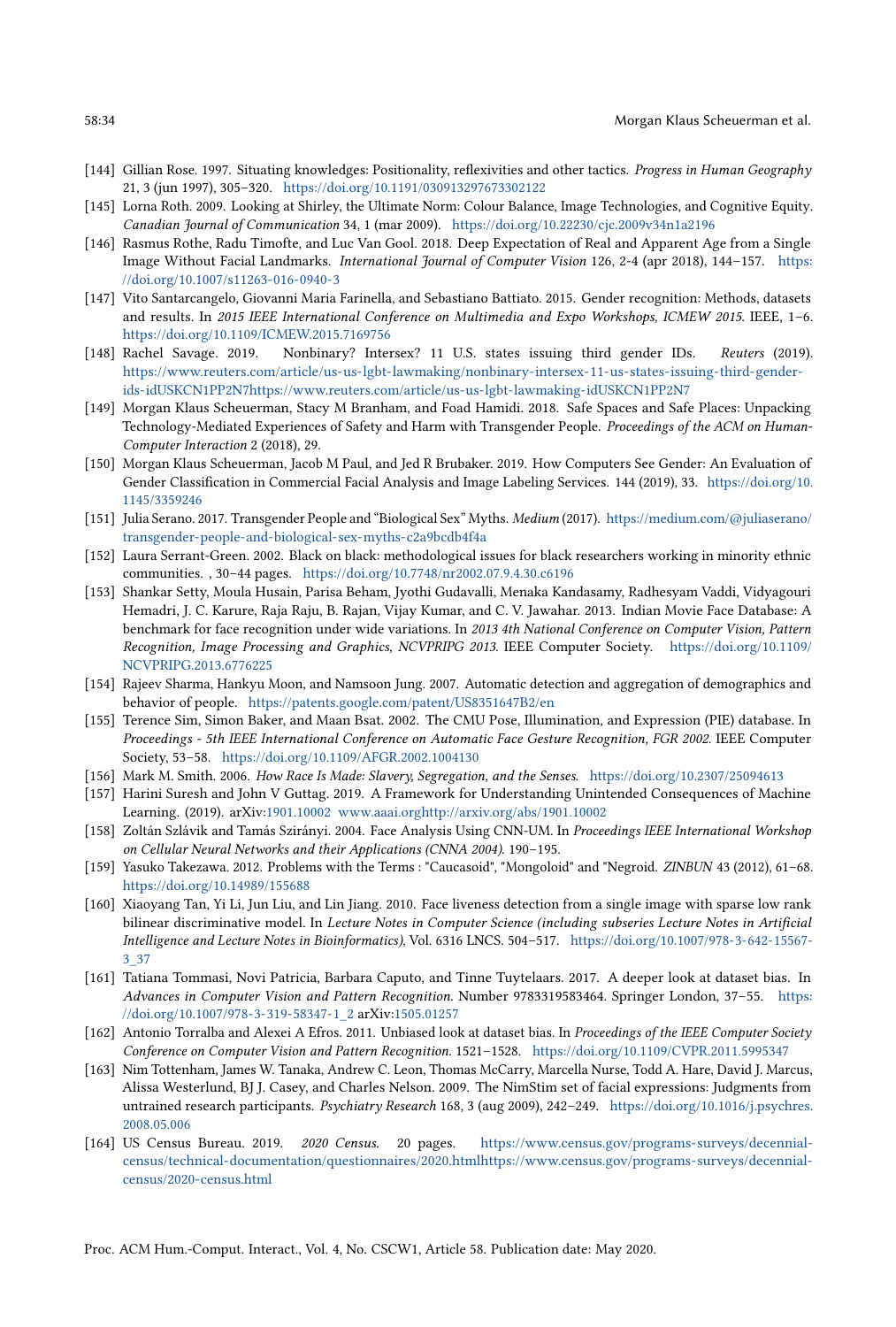[144] Gillian Rose. 1997. Situating knowledges: Positionality, reflexivities and other tactics. *Progress in Human Geography* 21, 3 (jun 1997), 305–320. https://doi.org/10.1191/030913297673302122

[145] Lorna Roth. 2009. Looking at Shirley, the Ultimate Norm: Colour Balance, Image Technologies, and Cognitive Equity. *Canadian Journal of Communication* 34, 1 (mar 2009). https://doi.org/10.22230/cjc.2009v34n1a2196

[146] Rasmus Rothe, Radu Timofte, and Luc Van Gool. 2018. Deep Expectation of Real and Apparent Age from a Single Image Without Facial Landmarks. *International Journal of Computer Vision* 126, 2-4 (apr 2018), 144–157. https://doi.org/10.1007/s11263-016-0940-3

[147] Vito Santarcangelo, Giovanni Maria Farinella, and Sebastiano Battiato. 2015. Gender recognition: Methods, datasets and results. In *2015 IEEE International Conference on Multimedia and Expo Workshops, ICMEW 2015*. IEEE, 1–6. https://doi.org/10.1109/ICMEW.2015.7169756

[148] Rachel Savage. 2019. Nonbinary? Intersex? 11 U.S. states issuing third gender IDs. *Reuters* (2019). https://www.reuters.com/article/us-us-lgbt-lawmaking/nonbinary-intersex-11-us-states-issuing-third-gender-ids-idUSKCN1PP2N7https://www.reuters.com/article/us-us-lgbt-lawmaking-idUSKCN1PP2N7

[149] Morgan Klaus Scheuerman, Stacy M Branham, and Foad Hamidi. 2018. Safe Spaces and Safe Places: Unpacking Technology-Mediated Experiences of Safety and Harm with Transgender People. *Proceedings of the ACM on Human-Computer Interaction* 2 (2018), 29.

[150] Morgan Klaus Scheuerman, Jacob M Paul, and Jed R Brubaker. 2019. How Computers See Gender: An Evaluation of Gender Classification in Commercial Facial Analysis and Image Labeling Services. 144 (2019), 33. https://doi.org/10.1145/3359246

[151] Julia Serano. 2017. Transgender People and "Biological Sex" Myths. *Medium* (2017). https://medium.com/@juliaserano/transgender-people-and-biological-sex-myths-c2a9bcdb4f4a

[152] Laura Serrant-Green. 2002. Black on black: methodological issues for black researchers working in minority ethnic communities. , 30–44 pages. https://doi.org/10.7748/nr2002.07.9.4.30.c6196

[153] Shankar Setty, Moula Husain, Parisa Beham, Jyothi Gudavalli, Menaka Kandasamy, Radhesyam Vaddi, Vidyagouri Hemadri, J. C. Karure, Raja Raju, B. Rajan, Vijay Kumar, and C. V. Jawahar. 2013. Indian Movie Face Database: A benchmark for face recognition under wide variations. In *2013 4th National Conference on Computer Vision, Pattern Recognition, Image Processing and Graphics, NCVPRIPG 2013*. IEEE Computer Society. https://doi.org/10.1109/NCVPRIPG.2013.6776225

[154] Rajeev Sharma, Hankyu Moon, and Namsoon Jung. 2007. Automatic detection and aggregation of demographics and behavior of people. https://patents.google.com/patent/US8351647B2/en

[155] Terence Sim, Simon Baker, and Maan Bsat. 2002. The CMU Pose, Illumination, and Expression (PIE) database. In *Proceedings - 5th IEEE International Conference on Automatic Face Gesture Recognition, FGR 2002*. IEEE Computer Society, 53–58. https://doi.org/10.1109/AFGR.2002.1004130

[156] Mark M. Smith. 2006. *How Race Is Made: Slavery, Segregation, and the Senses*. https://doi.org/10.2307/25094613

[157] Harini Suresh and John V Guttag. 2019. A Framework for Understanding Unintended Consequences of Machine Learning. (2019). arXiv:1901.10002 www.aaai.orghttp://arxiv.org/abs/1901.10002

[158] Zoltán Szlávik and Tamás Szirányi. 2004. Face Analysis Using CNN-UM. In *Proceedings IEEE International Workshop on Cellular Neural Networks and their Applications (CNNA 2004)*. 190–195.

[159] Yasuko Takezawa. 2012. Problems with the Terms : "Caucasoid", "Mongoloid" and "Negroid. *ZINBUN* 43 (2012), 61–68. https://doi.org/10.14989/155688

[160] Xiaoyang Tan, Yi Li, Jun Liu, and Lin Jiang. 2010. Face liveness detection from a single image with sparse low rank bilinear discriminative model. In *Lecture Notes in Computer Science (including subseries Lecture Notes in Artificial Intelligence and Lecture Notes in Bioinformatics)*, Vol. 6316 LNCS. 504–517. https://doi.org/10.1007/978-3-642-15567-3_37

[161] Tatiana Tommasi, Novi Patricia, Barbara Caputo, and Tinne Tuytelaars. 2017. A deeper look at dataset bias. In *Advances in Computer Vision and Pattern Recognition*. Number 9783319583464. Springer London, 37–55. https://doi.org/10.1007/978-3-319-58347-1_2 arXiv:1505.01257

[162] Antonio Torralba and Alexei A Efros. 2011. Unbiased look at dataset bias. In *Proceedings of the IEEE Computer Society Conference on Computer Vision and Pattern Recognition*. 1521–1528. https://doi.org/10.1109/CVPR.2011.5995347

[163] Nim Tottenham, James W. Tanaka, Andrew C. Leon, Thomas McCarry, Marcella Nurse, Todd A. Hare, David J. Marcus, Alissa Westerlund, BJ J. Casey, and Charles Nelson. 2009. The NimStim set of facial expressions: Judgments from untrained research participants. *Psychiatry Research* 168, 3 (aug 2009), 242–249. https://doi.org/10.1016/j.psychres.2008.05.006

[164] US Census Bureau. 2019. *2020 Census*. 20 pages. https://www.census.gov/programs-surveys/decennial-census/technical-documentation/questionnaires/2020.htmlhttps://www.census.gov/programs-surveys/decennial-census/2020-census.html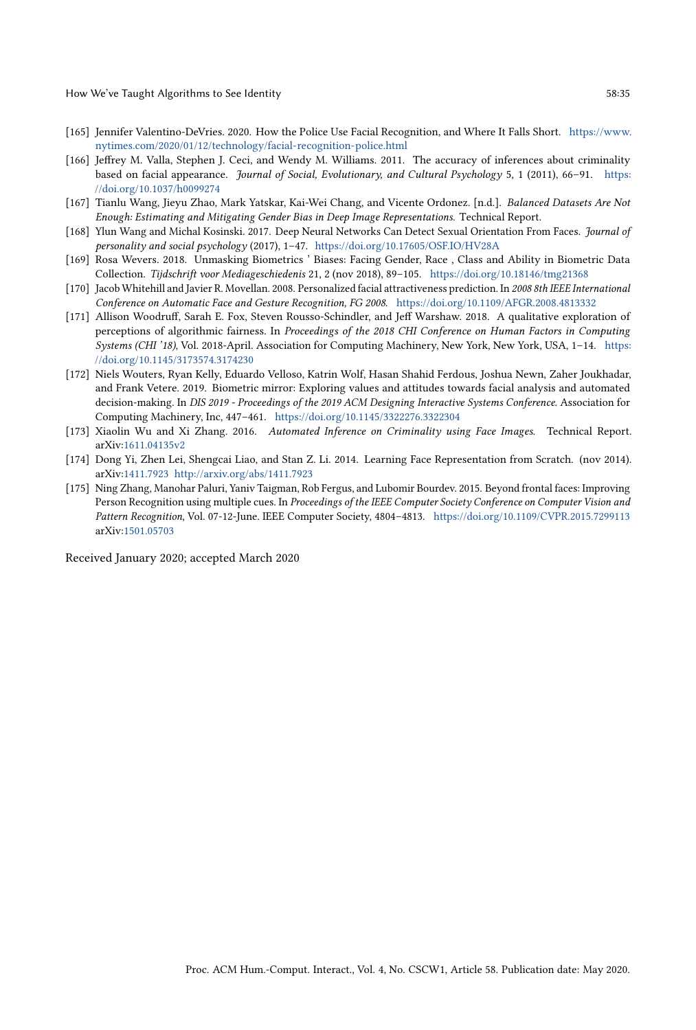- [165] Jennifer Valentino-DeVries. 2020. How the Police Use Facial Recognition, and Where It Falls Short. https://www.nytimes.com/2020/01/12/technology/facial-recognition-police.html
- [166] Jeffrey M. Valla, Stephen J. Ceci, and Wendy M. Williams. 2011. The accuracy of inferences about criminality based on facial appearance. *Journal of Social, Evolutionary, and Cultural Psychology* 5, 1 (2011), 66–91. https://doi.org/10.1037/h0099274
- [167] Tianlu Wang, Jieyu Zhao, Mark Yatskar, Kai-Wei Chang, and Vicente Ordonez. [n.d.]. *Balanced Datasets Are Not Enough: Estimating and Mitigating Gender Bias in Deep Image Representations.* Technical Report.
- [168] Ylun Wang and Michal Kosinski. 2017. Deep Neural Networks Can Detect Sexual Orientation From Faces. *Journal of personality and social psychology* (2017), 1–47. https://doi.org/10.17605/OSF.IO/HV28A
- [169] Rosa Wevers. 2018. Unmasking Biometrics ' Biases: Facing Gender, Race , Class and Ability in Biometric Data Collection. *Tijdschrift voor Mediageschiedenis* 21, 2 (nov 2018), 89–105. https://doi.org/10.18146/tmg21368
- [170] Jacob Whitehill and Javier R. Movellan. 2008. Personalized facial attractiveness prediction. In *2008 8th IEEE International Conference on Automatic Face and Gesture Recognition, FG 2008*. https://doi.org/10.1109/AFGR.2008.4813332
- [171] Allison Woodruff, Sarah E. Fox, Steven Rousso-Schindler, and Jeff Warshaw. 2018. A qualitative exploration of perceptions of algorithmic fairness. In *Proceedings of the 2018 CHI Conference on Human Factors in Computing Systems (CHI '18)*, Vol. 2018-April. Association for Computing Machinery, New York, New York, USA, 1–14. https://doi.org/10.1145/3173574.3174230
- [172] Niels Wouters, Ryan Kelly, Eduardo Velloso, Katrin Wolf, Hasan Shahid Ferdous, Joshua Newn, Zaher Joukhadar, and Frank Vetere. 2019. Biometric mirror: Exploring values and attitudes towards facial analysis and automated decision-making. In *DIS 2019 - Proceedings of the 2019 ACM Designing Interactive Systems Conference*. Association for Computing Machinery, Inc, 447–461. https://doi.org/10.1145/3322276.3322304
- [173] Xiaolin Wu and Xi Zhang. 2016. *Automated Inference on Criminality using Face Images.* Technical Report. arXiv:1611.04135v2
- [174] Dong Yi, Zhen Lei, Shengcai Liao, and Stan Z. Li. 2014. Learning Face Representation from Scratch. (nov 2014). arXiv:1411.7923 http://arxiv.org/abs/1411.7923
- [175] Ning Zhang, Manohar Paluri, Yaniv Taigman, Rob Fergus, and Lubomir Bourdev. 2015. Beyond frontal faces: Improving Person Recognition using multiple cues. In *Proceedings of the IEEE Computer Society Conference on Computer Vision and Pattern Recognition*, Vol. 07-12-June. IEEE Computer Society, 4804–4813. https://doi.org/10.1109/CVPR.2015.7299113 arXiv:1501.05703

Received January 2020; accepted March 2020